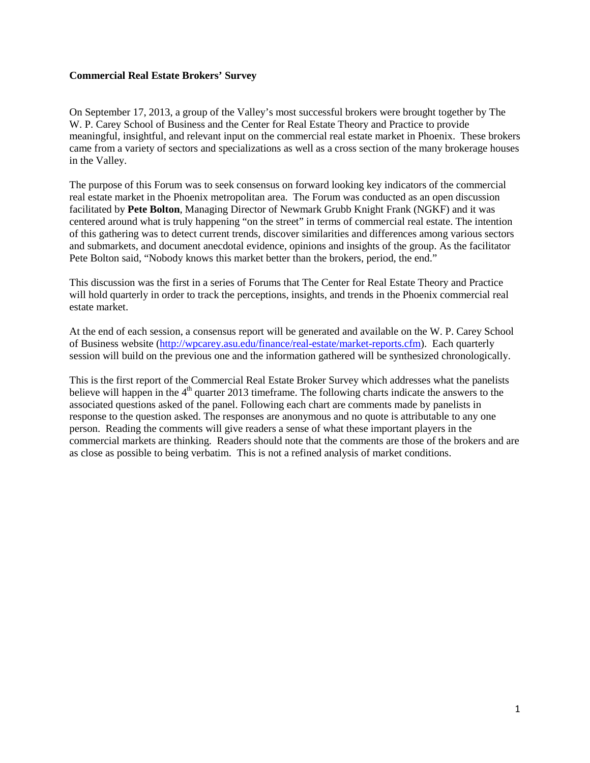**Commercial Real Estate Brokers' Survey**

On September 17, 2013, a group of the Valley's most successful brokers were brought together by The W. P. Carey School of Business and the Center for Real Estate Theory and Practice to provide meaningful, insightful, and relevant input on the commercial real estate market in Phoenix. These brokers came from a variety of sectors and specializations as well as a cross section of the many brokerage houses in the Valley.

The purpose of this Forum was to seek consensus on forward looking key indicators of the commercial real estate market in the Phoenix metropolitan area. The Forum was conducted as an open discussion facilitated by **Pete Bolton**, Managing Director of Newmark Grubb Knight Frank (NGKF) and it was centered around what is truly happening "on the street" in terms of commercial real estate. The intention of this gathering was to detect current trends, discover similarities and differences among various sectors and submarkets, and document anecdotal evidence, opinions and insights of the group. As the facilitator Pete Bolton said, "Nobody knows this market better than the brokers, period, the end."

This discussion was the first in a series of Forums that The Center for Real Estate Theory and Practice will hold quarterly in order to track the perceptions, insights, and trends in the Phoenix commercial real estate market.

At the end of each session, a consensus report will be generated and available on the W. P. Carey School of Business website (http://wpcarey.asu.edu/finance/real-estate/market-reports.cfm). Each quarterly session will build on the previous one and the information gathered will be synthesized chronologically.

This is the first report of the Commercial Real Estate Broker Survey which addresses what the panelists believe will happen in the 4th quarter 2013 timeframe. The following charts indicate the answers to the associated questions asked of the panel. Following each chart are comments made by panelists in response to the question asked. The responses are anonymous and no quote is attributable to any one person. Reading the comments will give readers a sense of what these important players in the commercial markets are thinking. Readers should note that the comments are those of the brokers and are as close as possible to being verbatim. This is not a refined analysis of market conditions.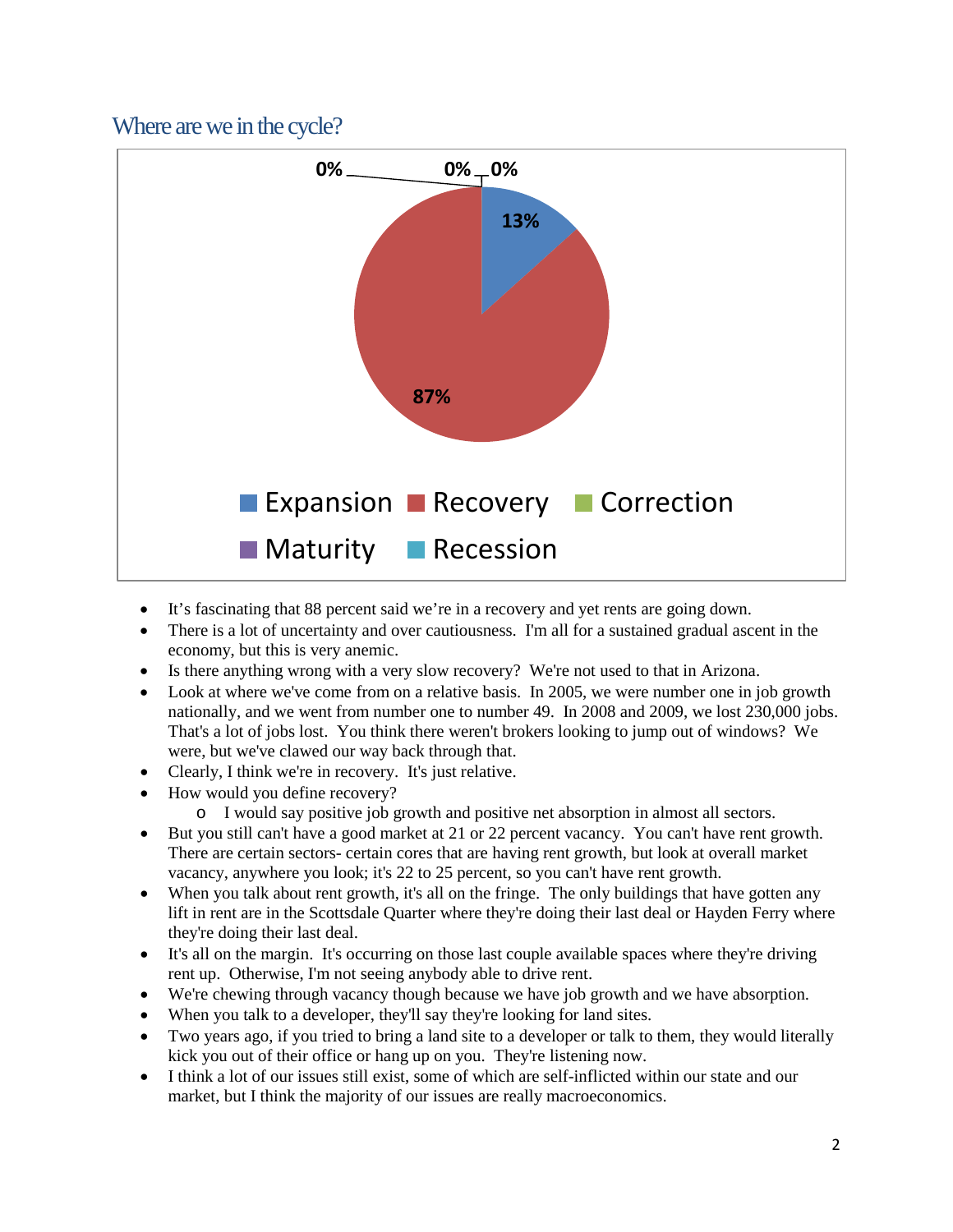## Where are we in the cycle?

| Phase | Percent |
|---|---|
| Expansion | 13% |
| Recovery | 87% |
| Correction | 0% |
| Maturity | 0% |
| Recession | 0% |

- It's fascinating that 88 percent said we're in a recovery and yet rents are going down.
- There is a lot of uncertainty and over cautiousness. I'm all for a sustained gradual ascent in the economy, but this is very anemic.
- Is there anything wrong with a very slow recovery? We're not used to that in Arizona.
- Look at where we've come from on a relative basis. In 2005, we were number one in job growth nationally, and we went from number one to number 49. In 2008 and 2009, we lost 230,000 jobs. That's a lot of jobs lost. You think there weren't brokers looking to jump out of windows? We were, but we've clawed our way back through that.
- Clearly, I think we're in recovery. It's just relative.
- How would you define recovery?
    - I would say positive job growth and positive net absorption in almost all sectors.
- But you still can't have a good market at 21 or 22 percent vacancy. You can't have rent growth. There are certain sectors- certain cores that are having rent growth, but look at overall market vacancy, anywhere you look; it's 22 to 25 percent, so you can't have rent growth.
- When you talk about rent growth, it's all on the fringe. The only buildings that have gotten any lift in rent are in the Scottsdale Quarter where they're doing their last deal or Hayden Ferry where they're doing their last deal.
- It's all on the margin. It's occurring on those last couple available spaces where they're driving rent up. Otherwise, I'm not seeing anybody able to drive rent.
- We're chewing through vacancy though because we have job growth and we have absorption.
- When you talk to a developer, they'll say they're looking for land sites.
- Two years ago, if you tried to bring a land site to a developer or talk to them, they would literally kick you out of their office or hang up on you. They're listening now.
- I think a lot of our issues still exist, some of which are self-inflicted within our state and our market, but I think the majority of our issues are really macroeconomics.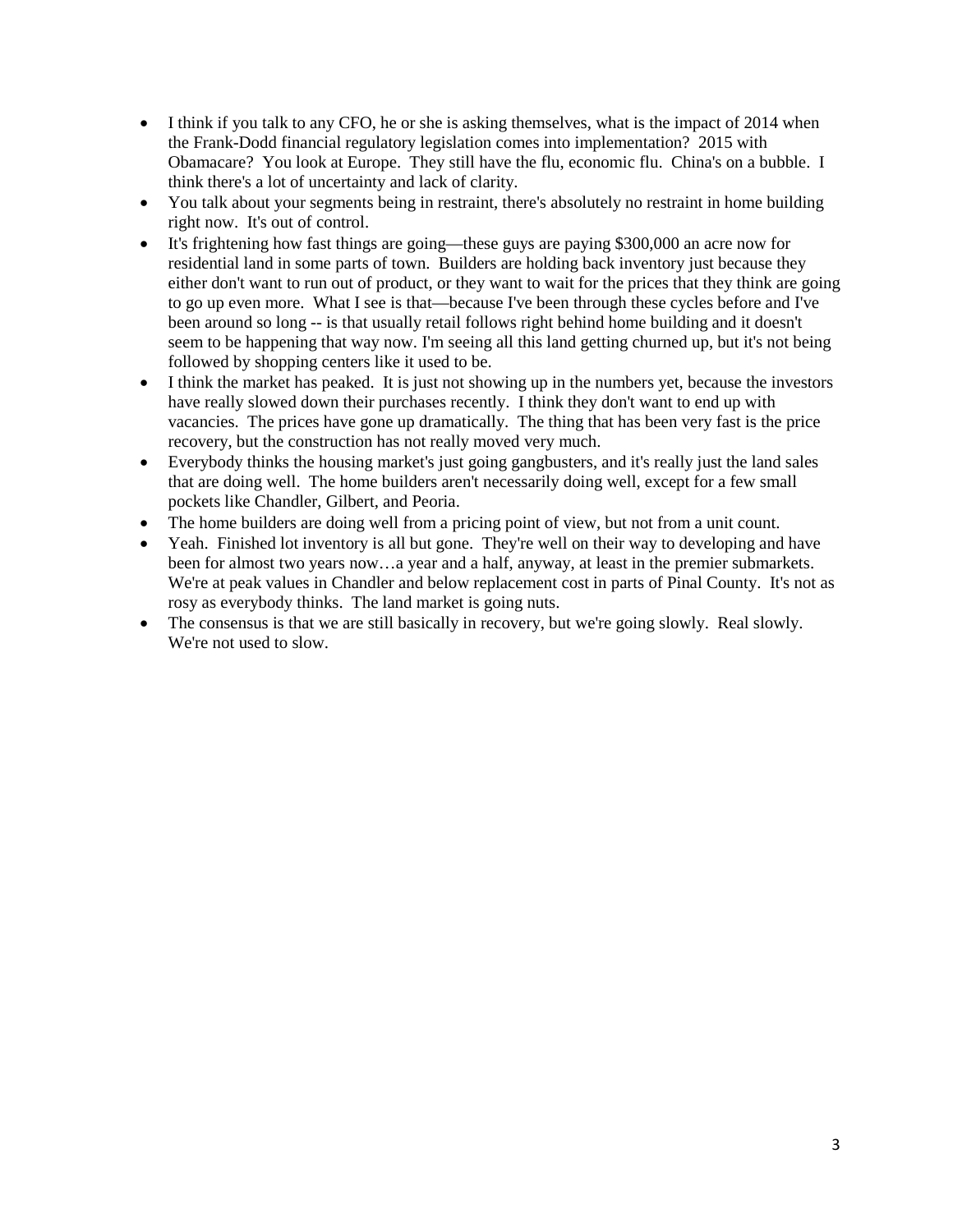- I think if you talk to any CFO, he or she is asking themselves, what is the impact of 2014 when the Frank-Dodd financial regulatory legislation comes into implementation? 2015 with Obamacare? You look at Europe. They still have the flu, economic flu. China's on a bubble. I think there's a lot of uncertainty and lack of clarity.
- You talk about your segments being in restraint, there's absolutely no restraint in home building right now. It's out of control.
- It's frightening how fast things are going—these guys are paying $300,000 an acre now for residential land in some parts of town. Builders are holding back inventory just because they either don't want to run out of product, or they want to wait for the prices that they think are going to go up even more. What I see is that—because I've been through these cycles before and I've been around so long -- is that usually retail follows right behind home building and it doesn't seem to be happening that way now. I'm seeing all this land getting churned up, but it's not being followed by shopping centers like it used to be.
- I think the market has peaked. It is just not showing up in the numbers yet, because the investors have really slowed down their purchases recently. I think they don't want to end up with vacancies. The prices have gone up dramatically. The thing that has been very fast is the price recovery, but the construction has not really moved very much.
- Everybody thinks the housing market's just going gangbusters, and it's really just the land sales that are doing well. The home builders aren't necessarily doing well, except for a few small pockets like Chandler, Gilbert, and Peoria.
- The home builders are doing well from a pricing point of view, but not from a unit count.
- Yeah. Finished lot inventory is all but gone. They're well on their way to developing and have been for almost two years now…a year and a half, anyway, at least in the premier submarkets. We're at peak values in Chandler and below replacement cost in parts of Pinal County. It's not as rosy as everybody thinks. The land market is going nuts.
- The consensus is that we are still basically in recovery, but we're going slowly. Real slowly. We're not used to slow.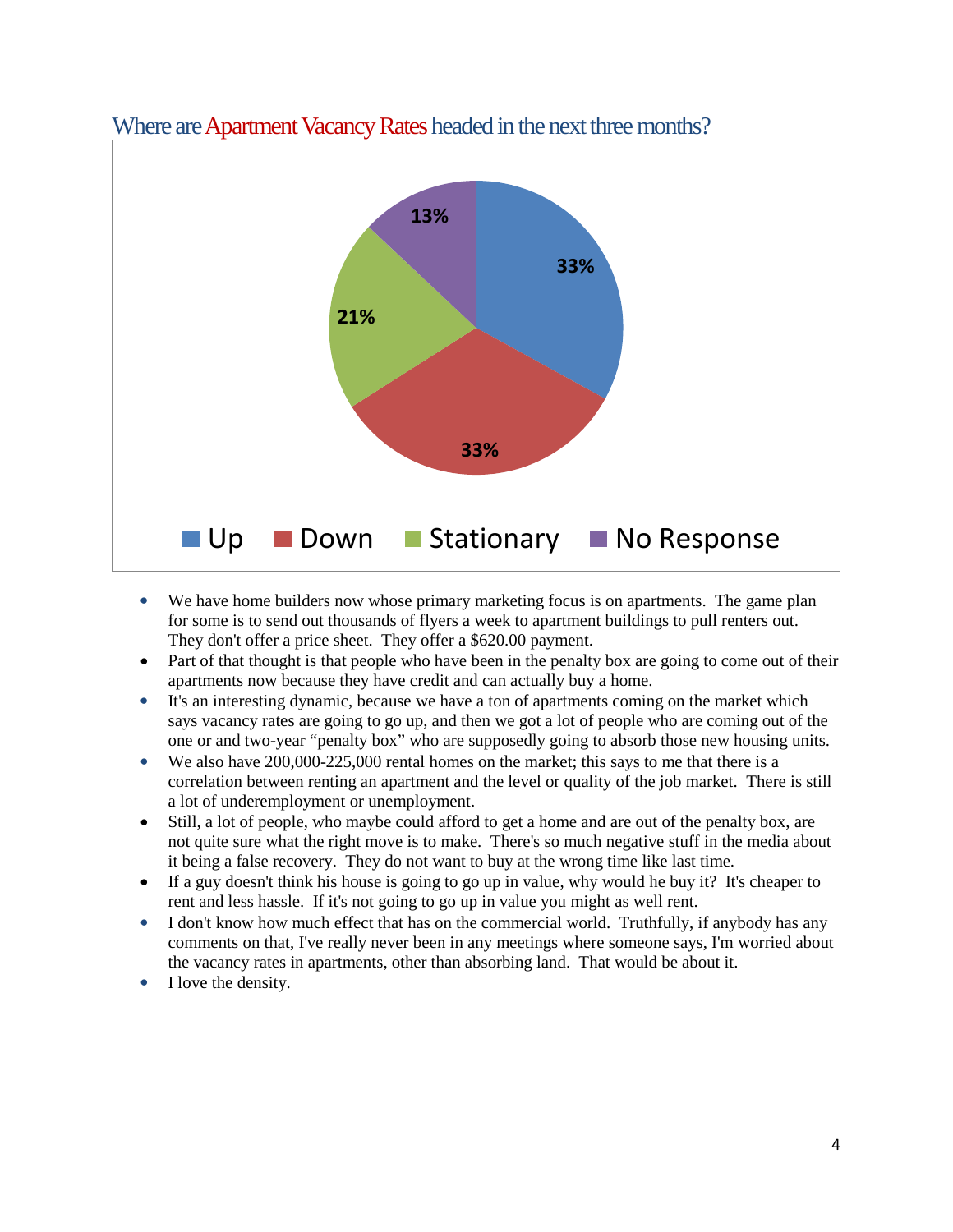## Where are Apartment Vacancy Rates headed in the next three months?

| Response | Percentage |
|---|---|
| Up | 33% |
| Down | 33% |
| Stationary | 21% |
| No Response | 13% |

- We have home builders now whose primary marketing focus is on apartments. The game plan for some is to send out thousands of flyers a week to apartment buildings to pull renters out. They don't offer a price sheet. They offer a $620.00 payment.
- Part of that thought is that people who have been in the penalty box are going to come out of their apartments now because they have credit and can actually buy a home.
- It's an interesting dynamic, because we have a ton of apartments coming on the market which says vacancy rates are going to go up, and then we got a lot of people who are coming out of the one or and two-year "penalty box" who are supposedly going to absorb those new housing units.
- We also have 200,000-225,000 rental homes on the market; this says to me that there is a correlation between renting an apartment and the level or quality of the job market. There is still a lot of underemployment or unemployment.
- Still, a lot of people, who maybe could afford to get a home and are out of the penalty box, are not quite sure what the right move is to make. There's so much negative stuff in the media about it being a false recovery. They do not want to buy at the wrong time like last time.
- If a guy doesn't think his house is going to go up in value, why would he buy it? It's cheaper to rent and less hassle. If it's not going to go up in value you might as well rent.
- I don't know how much effect that has on the commercial world. Truthfully, if anybody has any comments on that, I've really never been in any meetings where someone says, I'm worried about the vacancy rates in apartments, other than absorbing land. That would be about it.
- I love the density.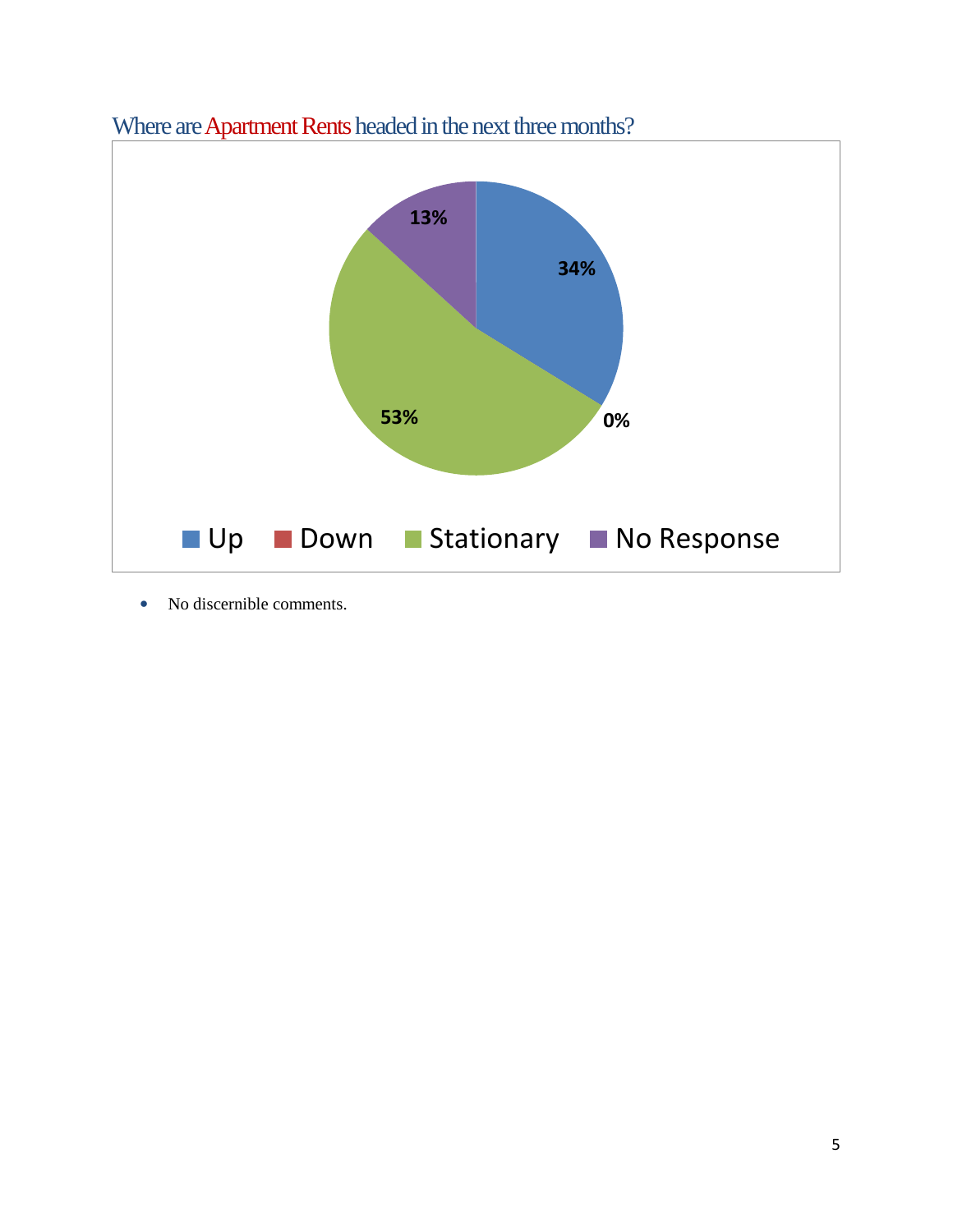## Where are Apartment Rents headed in the next three months?

| Response | Percentage |
|---|---|
| Up | 34% |
| Down | 0% |
| Stationary | 53% |
| No Response | 13% |

- No discernible comments.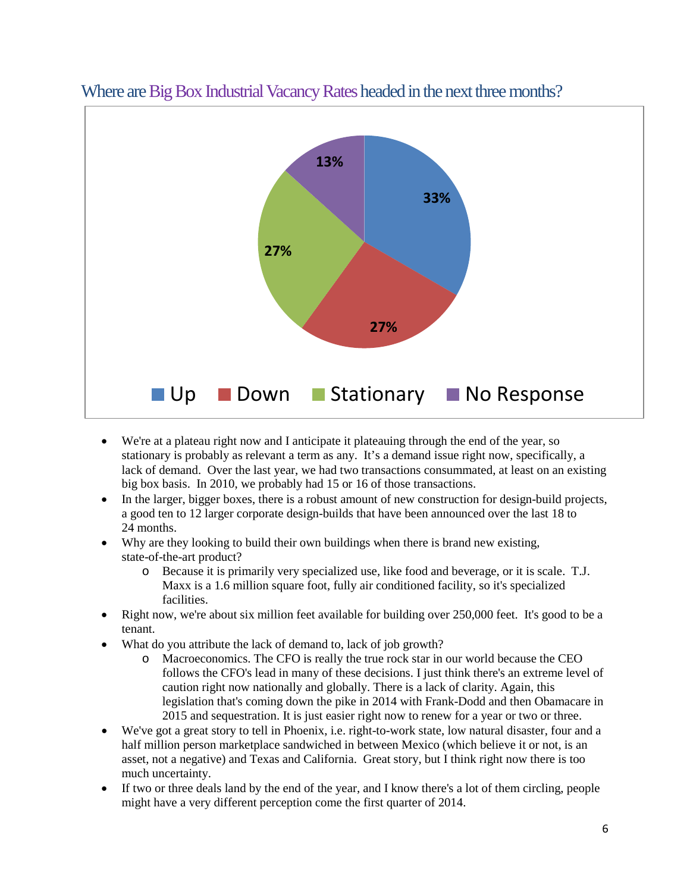## Where are Big Box Industrial Vacancy Rates headed in the next three months?

| Response | Percentage |
|---|---|
| Up | 33% |
| Down | 27% |
| Stationary | 27% |
| No Response | 13% |

- We're at a plateau right now and I anticipate it plateauing through the end of the year, so stationary is probably as relevant a term as any. It's a demand issue right now, specifically, a lack of demand. Over the last year, we had two transactions consummated, at least on an existing big box basis. In 2010, we probably had 15 or 16 of those transactions.
- In the larger, bigger boxes, there is a robust amount of new construction for design-build projects, a good ten to 12 larger corporate design-builds that have been announced over the last 18 to 24 months.
- Why are they looking to build their own buildings when there is brand new existing, state-of-the-art product?
  - Because it is primarily very specialized use, like food and beverage, or it is scale. T.J. Maxx is a 1.6 million square foot, fully air conditioned facility, so it's specialized facilities.
- Right now, we're about six million feet available for building over 250,000 feet. It's good to be a tenant.
- What do you attribute the lack of demand to, lack of job growth?
  - Macroeconomics. The CFO is really the true rock star in our world because the CEO follows the CFO's lead in many of these decisions. I just think there's an extreme level of caution right now nationally and globally. There is a lack of clarity. Again, this legislation that's coming down the pike in 2014 with Frank-Dodd and then Obamacare in 2015 and sequestration. It is just easier right now to renew for a year or two or three.
- We've got a great story to tell in Phoenix, i.e. right-to-work state, low natural disaster, four and a half million person marketplace sandwiched in between Mexico (which believe it or not, is an asset, not a negative) and Texas and California. Great story, but I think right now there is too much uncertainty.
- If two or three deals land by the end of the year, and I know there's a lot of them circling, people might have a very different perception come the first quarter of 2014.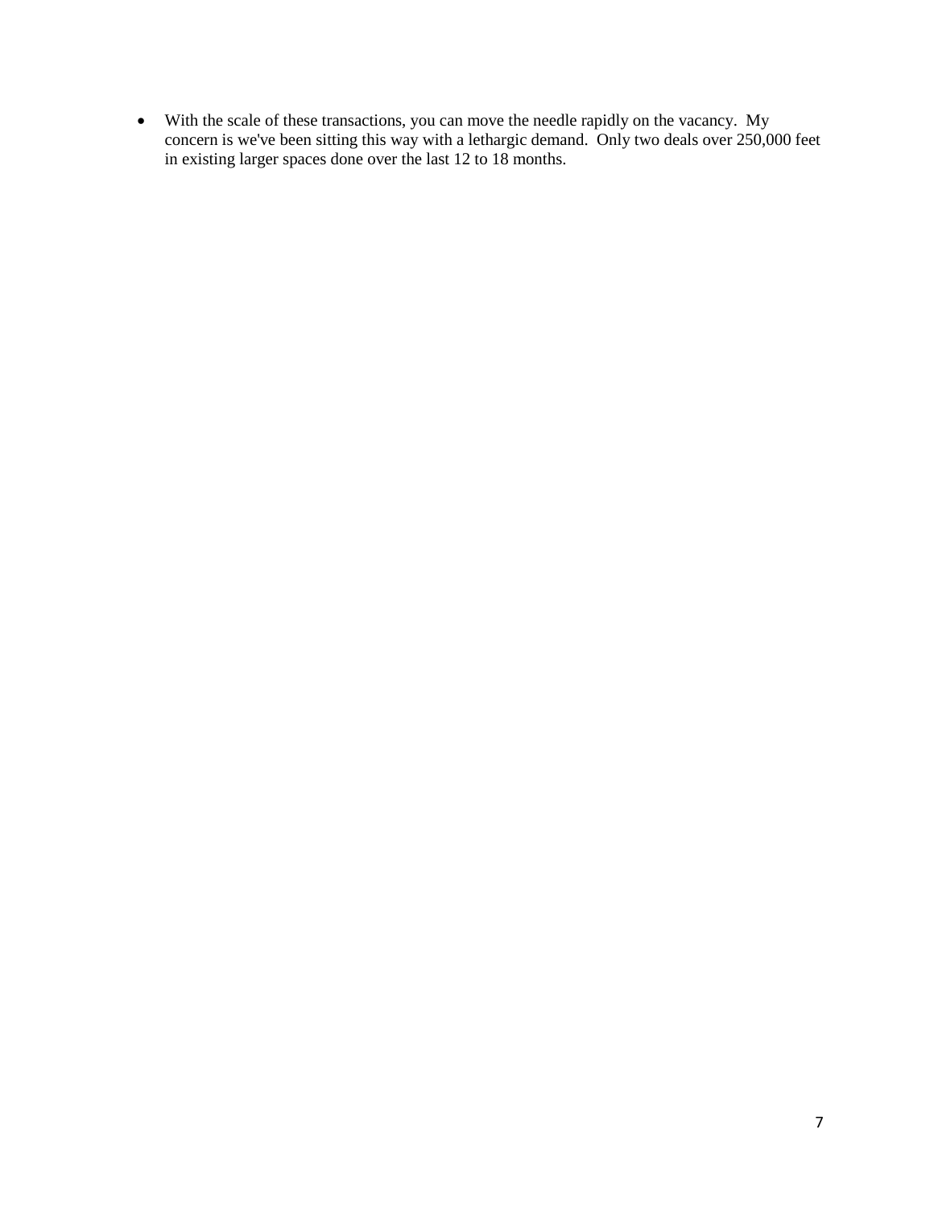- With the scale of these transactions, you can move the needle rapidly on the vacancy. My concern is we've been sitting this way with a lethargic demand. Only two deals over 250,000 feet in existing larger spaces done over the last 12 to 18 months.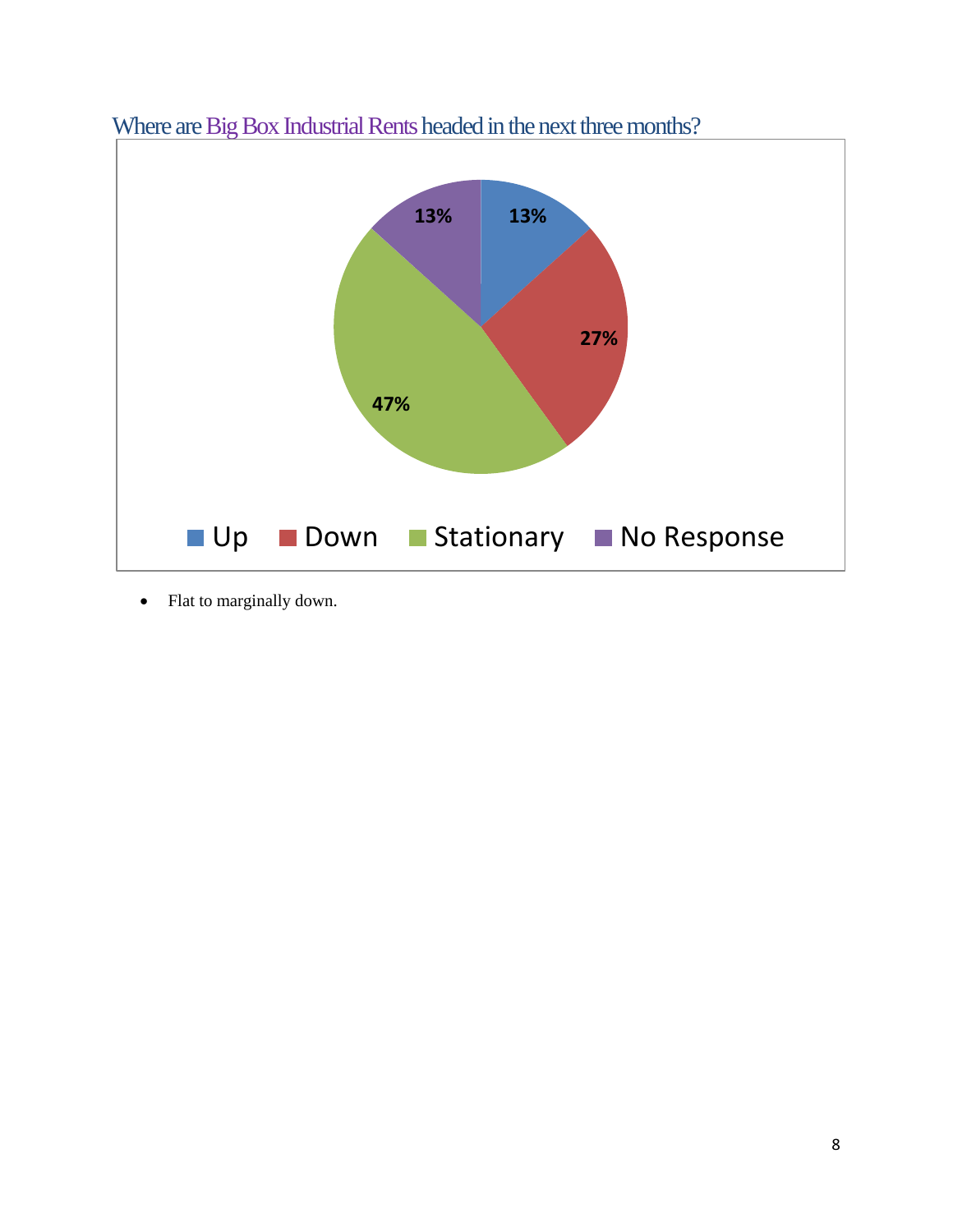## Where are Big Box Industrial Rents headed in the next three months?

| Response | Percentage |
|---|---|
| Up | 13% |
| Down | 27% |
| Stationary | 47% |
| No Response | 13% |

- Flat to marginally down.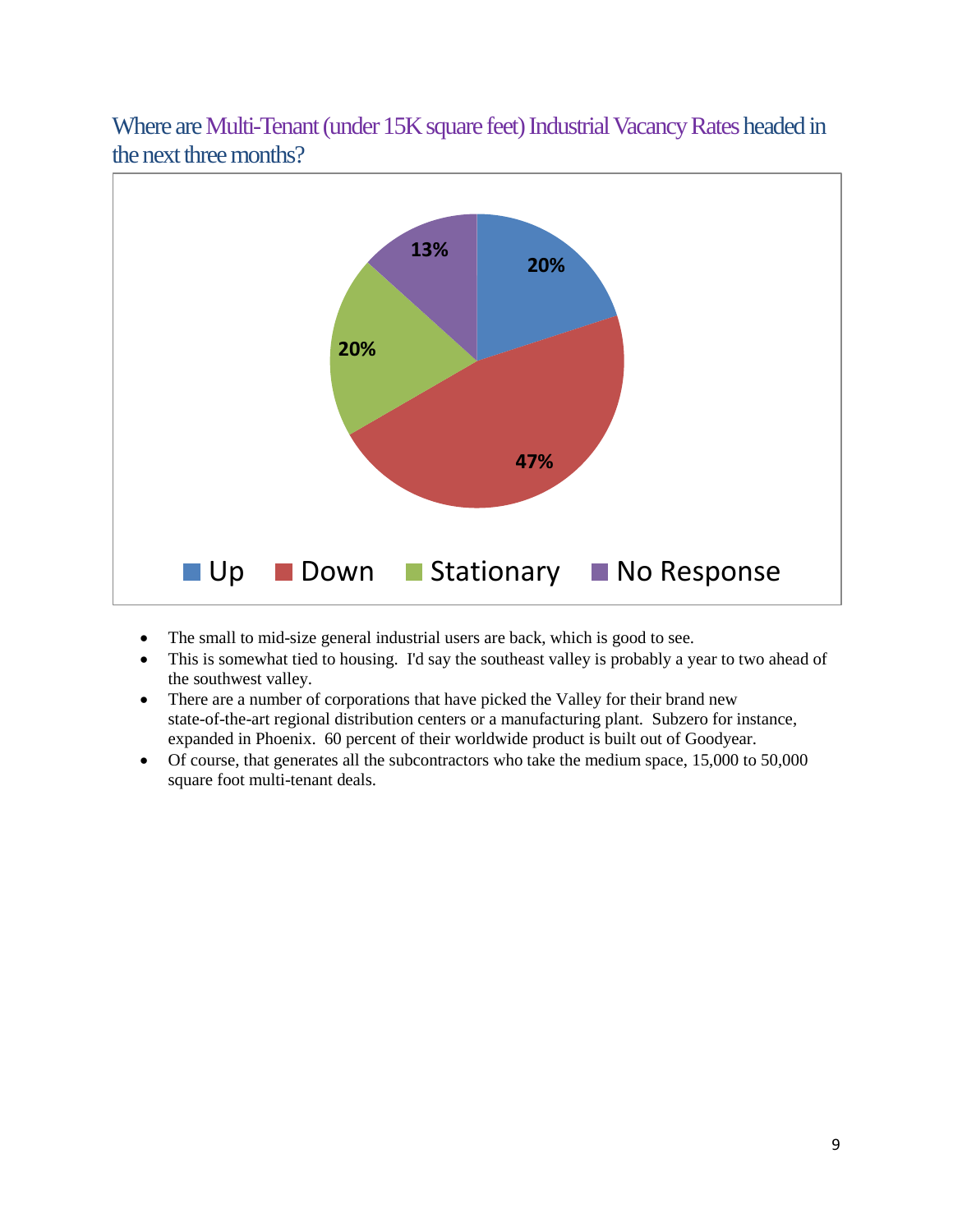## Where are Multi-Tenant (under 15K square feet) Industrial Vacancy Rates headed in the next three months?

| Response | Percentage |
|---|---|
| Up | 20% |
| Down | 47% |
| Stationary | 20% |
| No Response | 13% |

- The small to mid-size general industrial users are back, which is good to see.
- This is somewhat tied to housing. I'd say the southeast valley is probably a year to two ahead of the southwest valley.
- There are a number of corporations that have picked the Valley for their brand new state-of-the-art regional distribution centers or a manufacturing plant. Subzero for instance, expanded in Phoenix. 60 percent of their worldwide product is built out of Goodyear.
- Of course, that generates all the subcontractors who take the medium space, 15,000 to 50,000 square foot multi-tenant deals.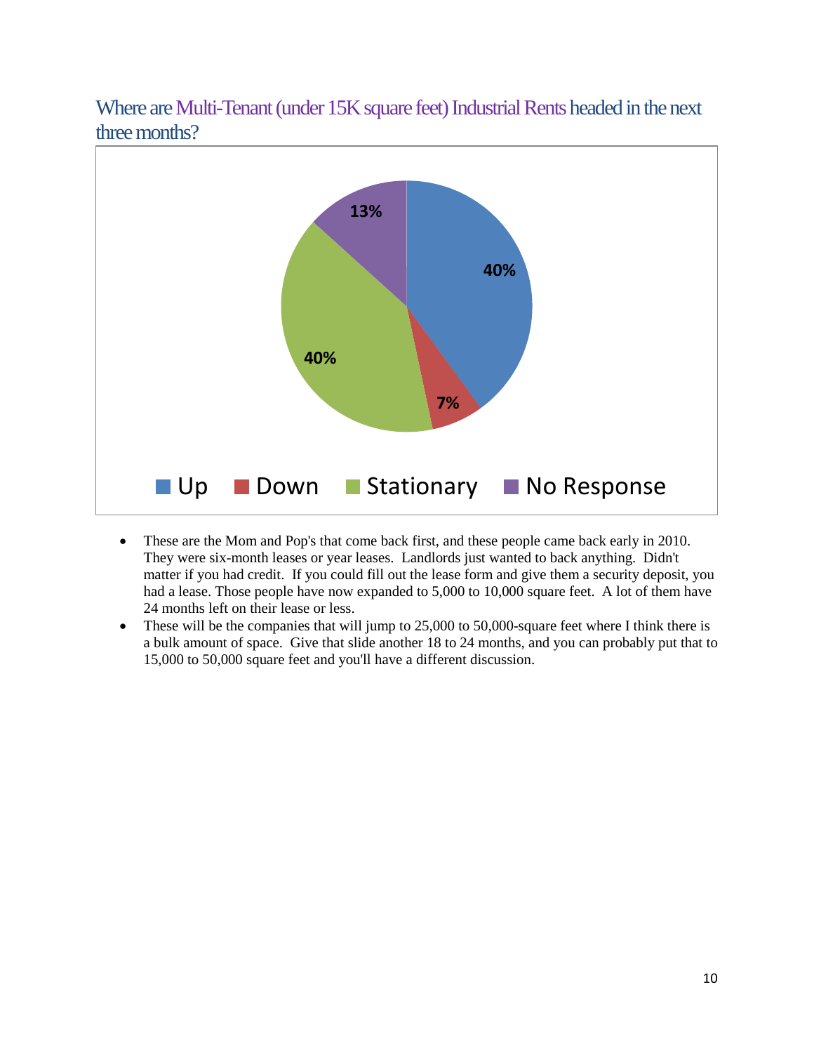## Where are Multi-Tenant (under 15K square feet) Industrial Rents headed in the next three months?

| Response | Percentage |
|---|---|
| Up | 40% |
| Down | 7% |
| Stationary | 40% |
| No Response | 13% |

- These are the Mom and Pop's that come back first, and these people came back early in 2010. They were six-month leases or year leases. Landlords just wanted to back anything. Didn't matter if you had credit. If you could fill out the lease form and give them a security deposit, you had a lease. Those people have now expanded to 5,000 to 10,000 square feet. A lot of them have 24 months left on their lease or less.
- These will be the companies that will jump to 25,000 to 50,000-square feet where I think there is a bulk amount of space. Give that slide another 18 to 24 months, and you can probably put that to 15,000 to 50,000 square feet and you'll have a different discussion.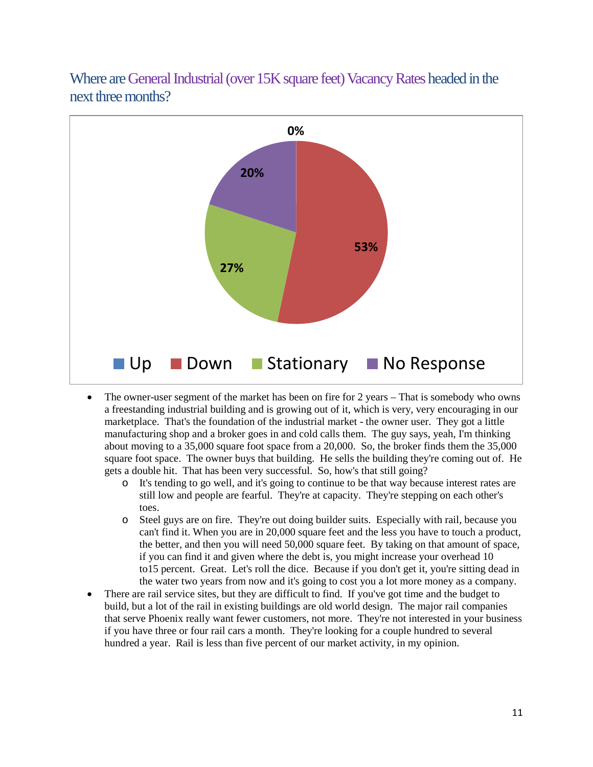## Where are General Industrial (over 15K square feet) Vacancy Rates headed in the next three months?

| Response | Percentage |
|---|---|
| Up | 0% |
| Down | 53% |
| Stationary | 27% |
| No Response | 20% |

- The owner-user segment of the market has been on fire for 2 years – That is somebody who owns a freestanding industrial building and is growing out of it, which is very, very encouraging in our marketplace. That's the foundation of the industrial market - the owner user. They got a little manufacturing shop and a broker goes in and cold calls them. The guy says, yeah, I'm thinking about moving to a 35,000 square foot space from a 20,000. So, the broker finds them the 35,000 square foot space. The owner buys that building. He sells the building they're coming out of. He gets a double hit. That has been very successful. So, how's that still going?
    - It's tending to go well, and it's going to continue to be that way because interest rates are still low and people are fearful. They're at capacity. They're stepping on each other's toes.
    - Steel guys are on fire. They're out doing builder suits. Especially with rail, because you can't find it. When you are in 20,000 square feet and the less you have to touch a product, the better, and then you will need 50,000 square feet. By taking on that amount of space, if you can find it and given where the debt is, you might increase your overhead 10 to15 percent. Great. Let's roll the dice. Because if you don't get it, you're sitting dead in the water two years from now and it's going to cost you a lot more money as a company.
- There are rail service sites, but they are difficult to find. If you've got time and the budget to build, but a lot of the rail in existing buildings are old world design. The major rail companies that serve Phoenix really want fewer customers, not more. They're not interested in your business if you have three or four rail cars a month. They're looking for a couple hundred to several hundred a year. Rail is less than five percent of our market activity, in my opinion.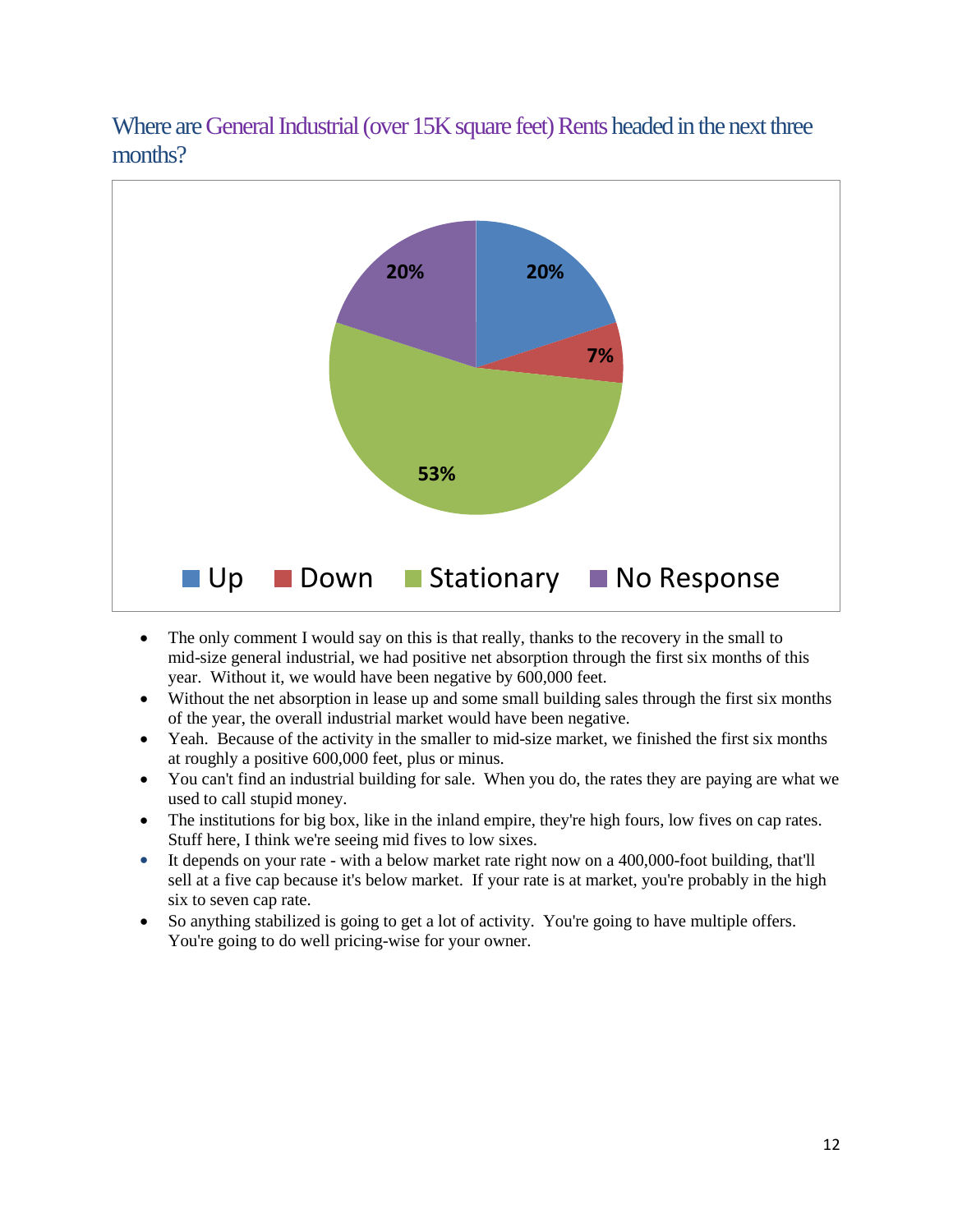## Where are General Industrial (over 15K square feet) Rents headed in the next three months?

| Response | Percentage |
|---|---|
| Up | 20% |
| Down | 7% |
| Stationary | 53% |
| No Response | 20% |

- The only comment I would say on this is that really, thanks to the recovery in the small to mid-size general industrial, we had positive net absorption through the first six months of this year. Without it, we would have been negative by 600,000 feet.
- Without the net absorption in lease up and some small building sales through the first six months of the year, the overall industrial market would have been negative.
- Yeah. Because of the activity in the smaller to mid-size market, we finished the first six months at roughly a positive 600,000 feet, plus or minus.
- You can't find an industrial building for sale. When you do, the rates they are paying are what we used to call stupid money.
- The institutions for big box, like in the inland empire, they're high fours, low fives on cap rates. Stuff here, I think we're seeing mid fives to low sixes.
- It depends on your rate - with a below market rate right now on a 400,000-foot building, that'll sell at a five cap because it's below market. If your rate is at market, you're probably in the high six to seven cap rate.
- So anything stabilized is going to get a lot of activity. You're going to have multiple offers. You're going to do well pricing-wise for your owner.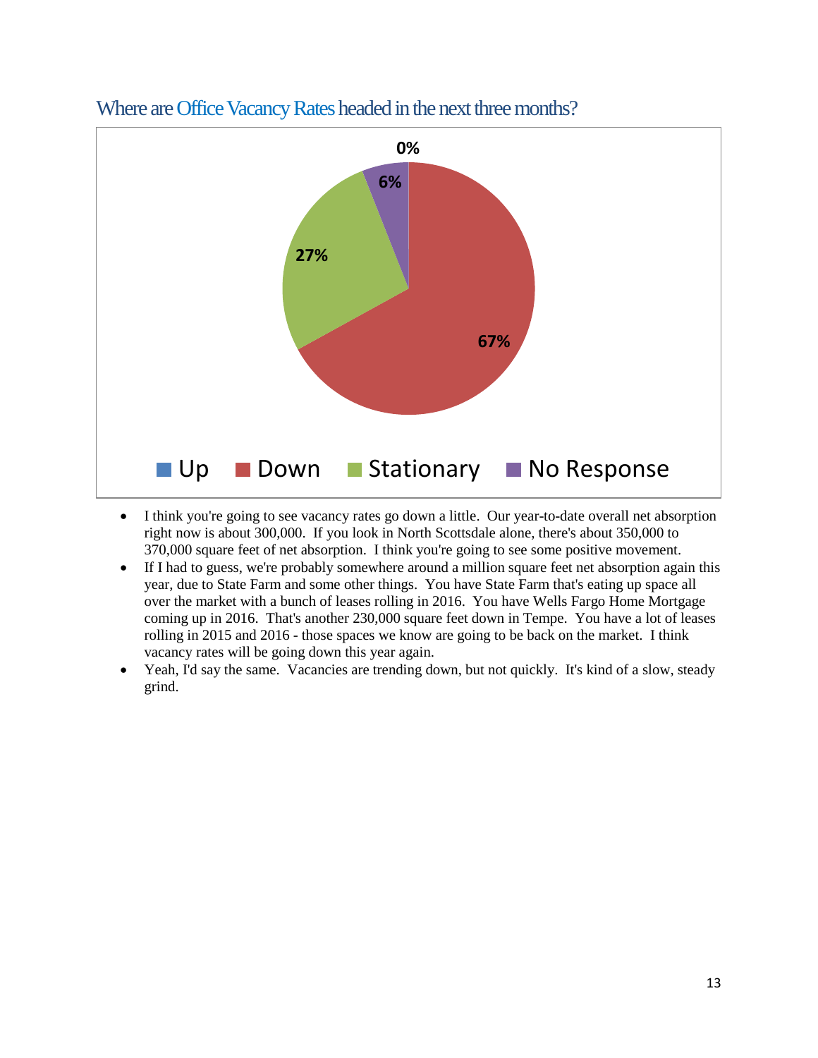## Where are Office Vacancy Rates headed in the next three months?

| Response | Percentage |
|---|---|
| Up | 0% |
| Down | 67% |
| Stationary | 27% |
| No Response | 6% |

- I think you're going to see vacancy rates go down a little. Our year-to-date overall net absorption right now is about 300,000. If you look in North Scottsdale alone, there's about 350,000 to 370,000 square feet of net absorption. I think you're going to see some positive movement.
- If I had to guess, we're probably somewhere around a million square feet net absorption again this year, due to State Farm and some other things. You have State Farm that's eating up space all over the market with a bunch of leases rolling in 2016. You have Wells Fargo Home Mortgage coming up in 2016. That's another 230,000 square feet down in Tempe. You have a lot of leases rolling in 2015 and 2016 - those spaces we know are going to be back on the market. I think vacancy rates will be going down this year again.
- Yeah, I'd say the same. Vacancies are trending down, but not quickly. It's kind of a slow, steady grind.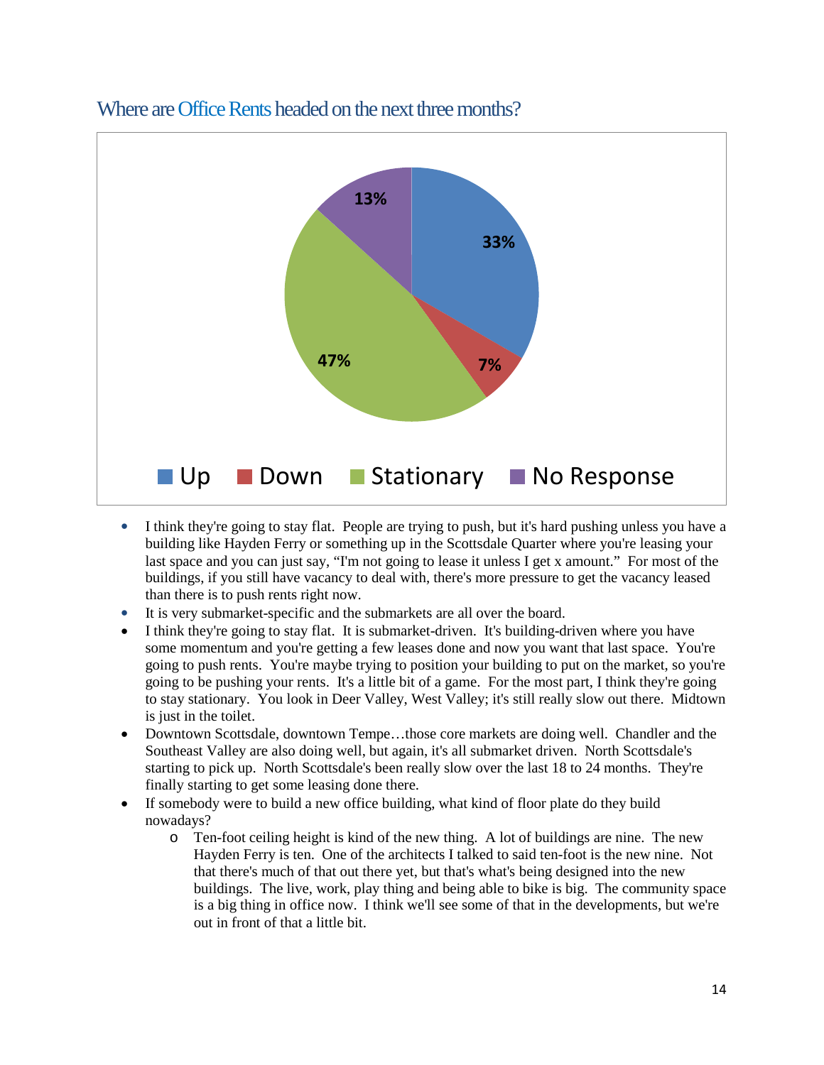## Where are Office Rents headed on the next three months?

| Response | Percentage |
|---|---|
| Up | 33% |
| Down | 7% |
| Stationary | 47% |
| No Response | 13% |

- I think they're going to stay flat. People are trying to push, but it's hard pushing unless you have a building like Hayden Ferry or something up in the Scottsdale Quarter where you're leasing your last space and you can just say, "I'm not going to lease it unless I get x amount." For most of the buildings, if you still have vacancy to deal with, there's more pressure to get the vacancy leased than there is to push rents right now.
- It is very submarket-specific and the submarkets are all over the board.
- I think they're going to stay flat. It is submarket-driven. It's building-driven where you have some momentum and you're getting a few leases done and now you want that last space. You're going to push rents. You're maybe trying to position your building to put on the market, so you're going to be pushing your rents. It's a little bit of a game. For the most part, I think they're going to stay stationary. You look in Deer Valley, West Valley; it's still really slow out there. Midtown is just in the toilet.
- Downtown Scottsdale, downtown Tempe…those core markets are doing well. Chandler and the Southeast Valley are also doing well, but again, it's all submarket driven. North Scottsdale's starting to pick up. North Scottsdale's been really slow over the last 18 to 24 months. They're finally starting to get some leasing done there.
- If somebody were to build a new office building, what kind of floor plate do they build nowadays?
  - Ten-foot ceiling height is kind of the new thing. A lot of buildings are nine. The new Hayden Ferry is ten. One of the architects I talked to said ten-foot is the new nine. Not that there's much of that out there yet, but that's what's being designed into the new buildings. The live, work, play thing and being able to bike is big. The community space is a big thing in office now. I think we'll see some of that in the developments, but we're out in front of that a little bit.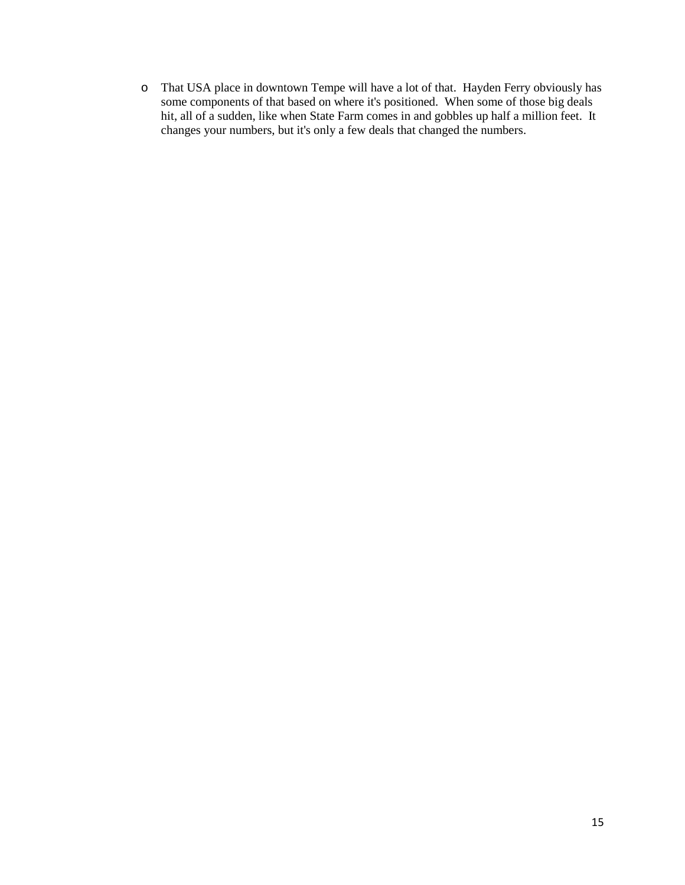- That USA place in downtown Tempe will have a lot of that. Hayden Ferry obviously has some components of that based on where it's positioned. When some of those big deals hit, all of a sudden, like when State Farm comes in and gobbles up half a million feet. It changes your numbers, but it's only a few deals that changed the numbers.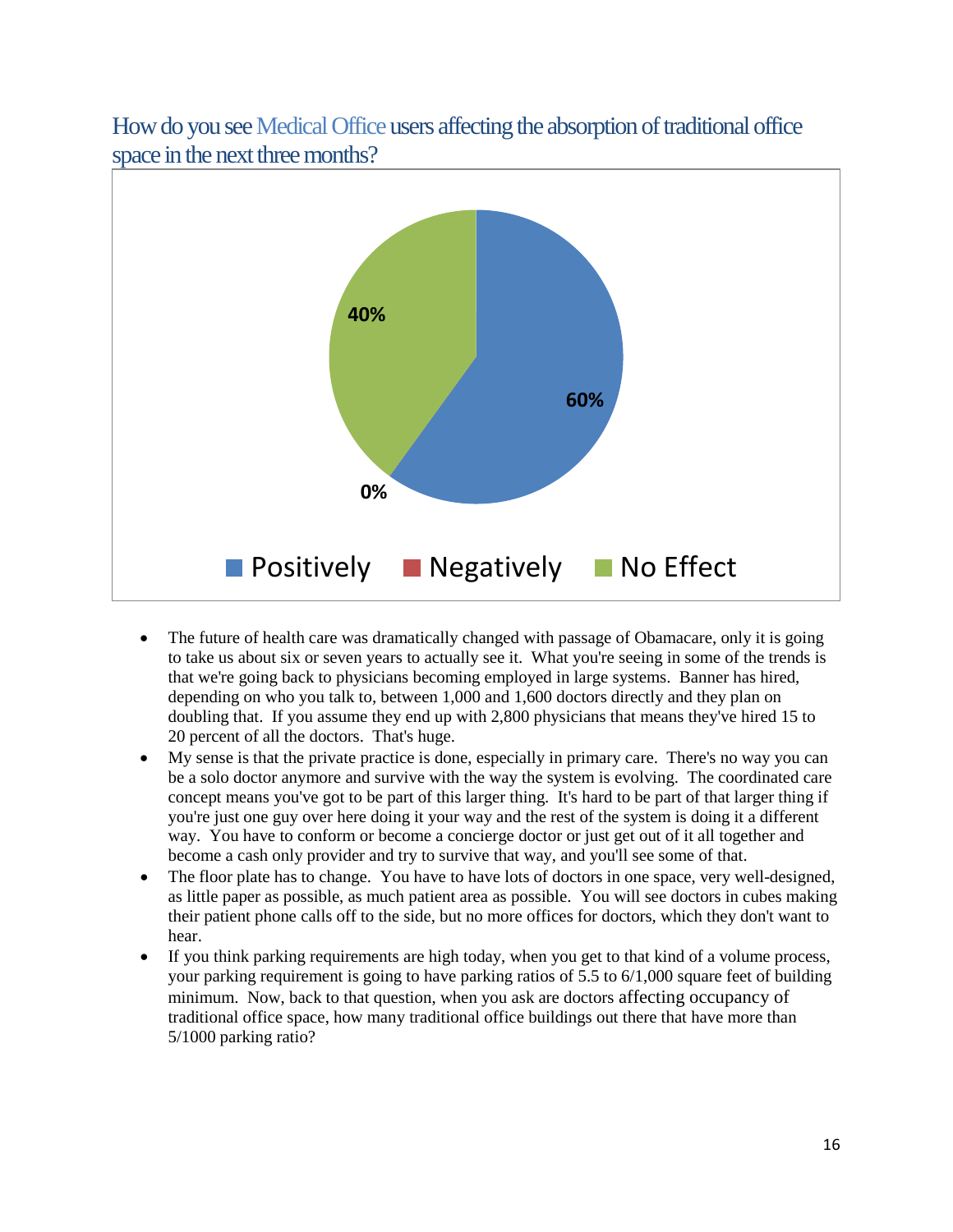## How do you see Medical Office users affecting the absorption of traditional office space in the next three months?

| Response | Percentage |
|---|---|
| Positively | 60% |
| Negatively | 0% |
| No Effect | 40% |

- The future of health care was dramatically changed with passage of Obamacare, only it is going to take us about six or seven years to actually see it. What you're seeing in some of the trends is that we're going back to physicians becoming employed in large systems. Banner has hired, depending on who you talk to, between 1,000 and 1,600 doctors directly and they plan on doubling that. If you assume they end up with 2,800 physicians that means they've hired 15 to 20 percent of all the doctors. That's huge.
- My sense is that the private practice is done, especially in primary care. There's no way you can be a solo doctor anymore and survive with the way the system is evolving. The coordinated care concept means you've got to be part of this larger thing. It's hard to be part of that larger thing if you're just one guy over here doing it your way and the rest of the system is doing it a different way. You have to conform or become a concierge doctor or just get out of it all together and become a cash only provider and try to survive that way, and you'll see some of that.
- The floor plate has to change. You have to have lots of doctors in one space, very well-designed, as little paper as possible, as much patient area as possible. You will see doctors in cubes making their patient phone calls off to the side, but no more offices for doctors, which they don't want to hear.
- If you think parking requirements are high today, when you get to that kind of a volume process, your parking requirement is going to have parking ratios of 5.5 to 6/1,000 square feet of building minimum. Now, back to that question, when you ask are doctors affecting occupancy of traditional office space, how many traditional office buildings out there that have more than 5/1000 parking ratio?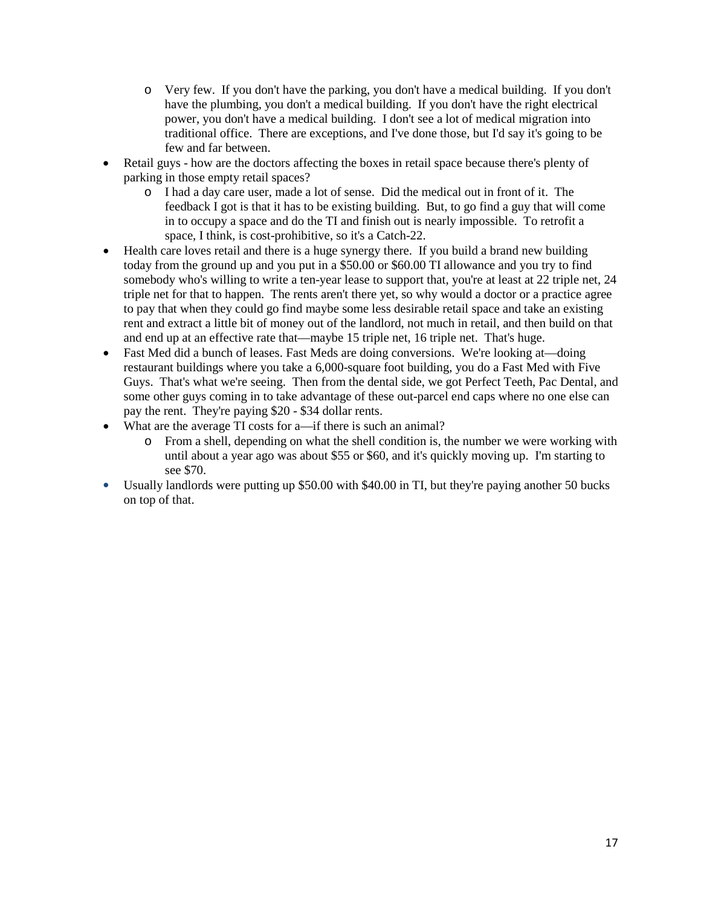- Very few.  If you don't have the parking, you don't have a medical building.  If you don't have the plumbing, you don't a medical building.  If you don't have the right electrical power, you don't have a medical building.  I don't see a lot of medical migration into traditional office.  There are exceptions, and I've done those, but I'd say it's going to be few and far between.
- Retail guys - how are the doctors affecting the boxes in retail space because there's plenty of parking in those empty retail spaces?
    - I had a day care user, made a lot of sense.  Did the medical out in front of it.  The feedback I got is that it has to be existing building.  But, to go find a guy that will come in to occupy a space and do the TI and finish out is nearly impossible.  To retrofit a space, I think, is cost-prohibitive, so it's a Catch-22.
- Health care loves retail and there is a huge synergy there.  If you build a brand new building today from the ground up and you put in a $50.00 or $60.00 TI allowance and you try to find somebody who's willing to write a ten-year lease to support that, you're at least at 22 triple net, 24 triple net for that to happen.  The rents aren't there yet, so why would a doctor or a practice agree to pay that when they could go find maybe some less desirable retail space and take an existing rent and extract a little bit of money out of the landlord, not much in retail, and then build on that and end up at an effective rate that—maybe 15 triple net, 16 triple net.  That's huge.
- Fast Med did a bunch of leases. Fast Meds are doing conversions.  We're looking at—doing restaurant buildings where you take a 6,000-square foot building, you do a Fast Med with Five Guys.  That's what we're seeing.  Then from the dental side, we got Perfect Teeth, Pac Dental, and some other guys coming in to take advantage of these out-parcel end caps where no one else can pay the rent.  They're paying $20 - $34 dollar rents.
- What are the average TI costs for a—if there is such an animal?
    - From a shell, depending on what the shell condition is, the number we were working with until about a year ago was about $55 or $60, and it's quickly moving up.  I'm starting to see $70.
- Usually landlords were putting up $50.00 with $40.00 in TI, but they're paying another 50 bucks on top of that.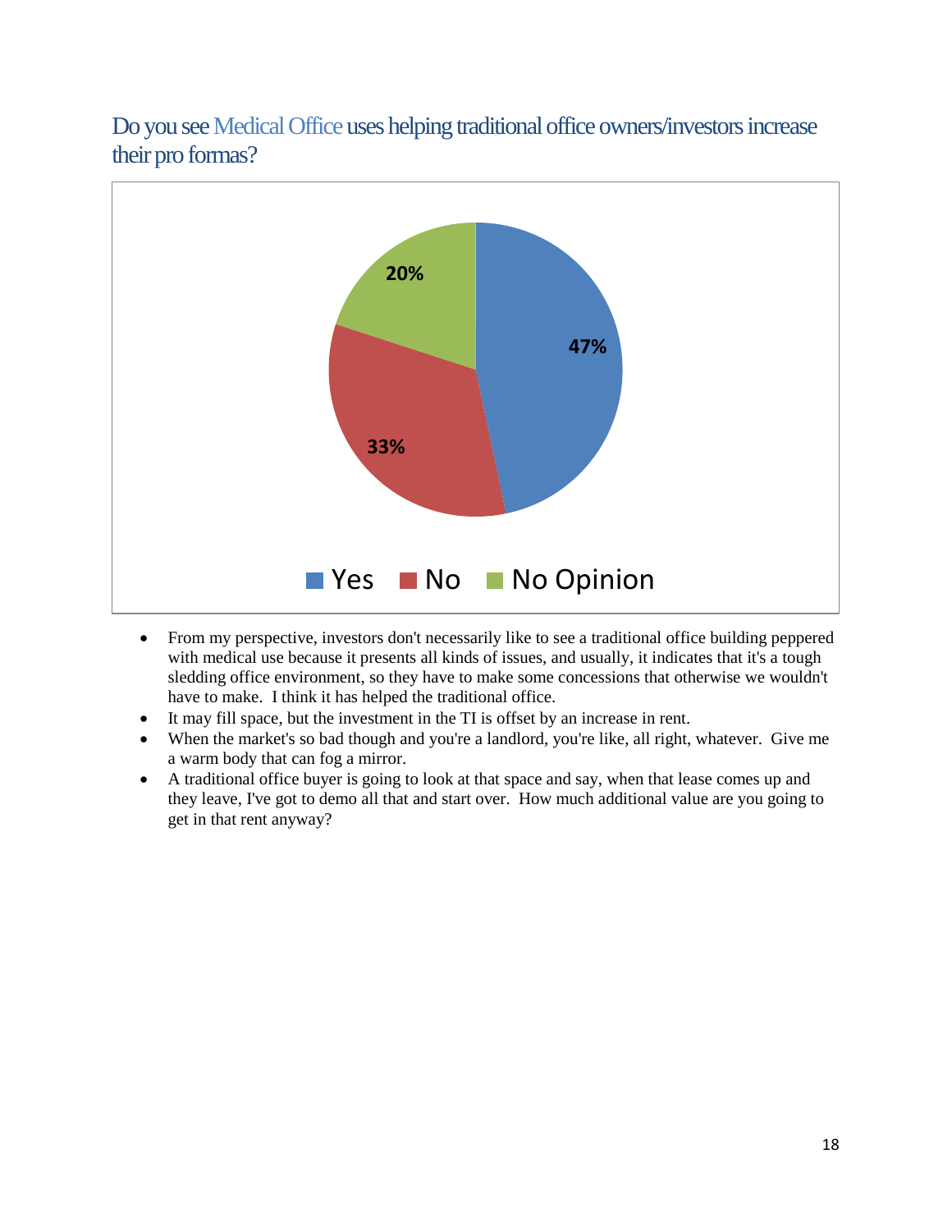## Do you see Medical Office uses helping traditional office owners/investors increase their pro formas?

| Response | Percentage |
|---|---|
| Yes | 47% |
| No | 33% |
| No Opinion | 20% |

- From my perspective, investors don't necessarily like to see a traditional office building peppered with medical use because it presents all kinds of issues, and usually, it indicates that it's a tough sledding office environment, so they have to make some concessions that otherwise we wouldn't have to make. I think it has helped the traditional office.
- It may fill space, but the investment in the TI is offset by an increase in rent.
- When the market's so bad though and you're a landlord, you're like, all right, whatever. Give me a warm body that can fog a mirror.
- A traditional office buyer is going to look at that space and say, when that lease comes up and they leave, I've got to demo all that and start over. How much additional value are you going to get in that rent anyway?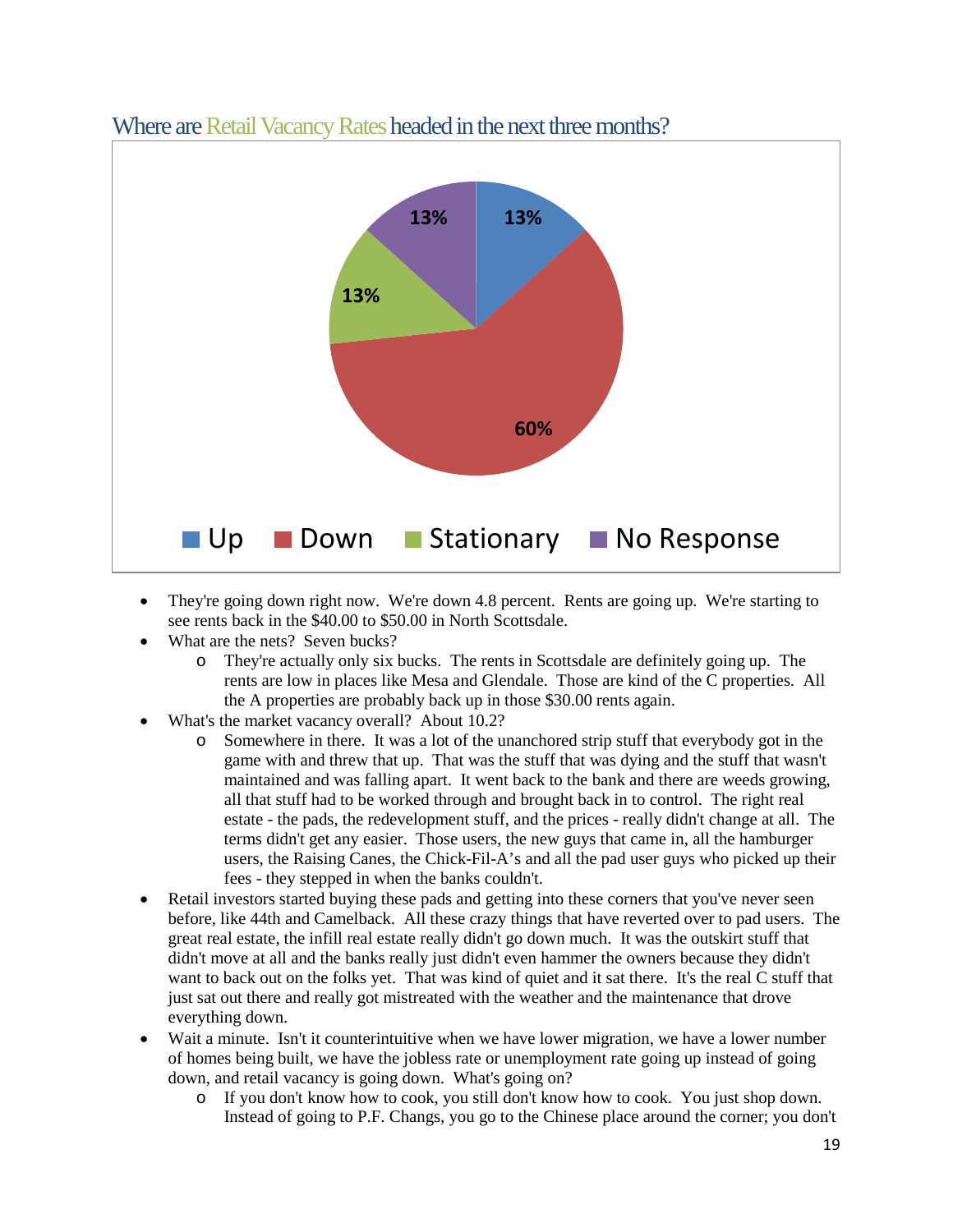## Where are Retail Vacancy Rates headed in the next three months?

| Response | Percentage |
|---|---|
| Up | 13% |
| Down | 60% |
| Stationary | 13% |
| No Response | 13% |

- They're going down right now. We're down 4.8 percent. Rents are going up. We're starting to see rents back in the $40.00 to $50.00 in North Scottsdale.
- What are the nets? Seven bucks?
  - They're actually only six bucks. The rents in Scottsdale are definitely going up. The rents are low in places like Mesa and Glendale. Those are kind of the C properties. All the A properties are probably back up in those $30.00 rents again.
- What's the market vacancy overall? About 10.2?
  - Somewhere in there. It was a lot of the unanchored strip stuff that everybody got in the game with and threw that up. That was the stuff that was dying and the stuff that wasn't maintained and was falling apart. It went back to the bank and there are weeds growing, all that stuff had to be worked through and brought back in to control. The right real estate - the pads, the redevelopment stuff, and the prices - really didn't change at all. The terms didn't get any easier. Those users, the new guys that came in, all the hamburger users, the Raising Canes, the Chick-Fil-A's and all the pad user guys who picked up their fees - they stepped in when the banks couldn't.
- Retail investors started buying these pads and getting into these corners that you've never seen before, like 44th and Camelback. All these crazy things that have reverted over to pad users. The great real estate, the infill real estate really didn't go down much. It was the outskirt stuff that didn't move at all and the banks really just didn't even hammer the owners because they didn't want to back out on the folks yet. That was kind of quiet and it sat there. It's the real C stuff that just sat out there and really got mistreated with the weather and the maintenance that drove everything down.
- Wait a minute. Isn't it counterintuitive when we have lower migration, we have a lower number of homes being built, we have the jobless rate or unemployment rate going up instead of going down, and retail vacancy is going down. What's going on?
  - If you don't know how to cook, you still don't know how to cook. You just shop down. Instead of going to P.F. Changs, you go to the Chinese place around the corner; you don't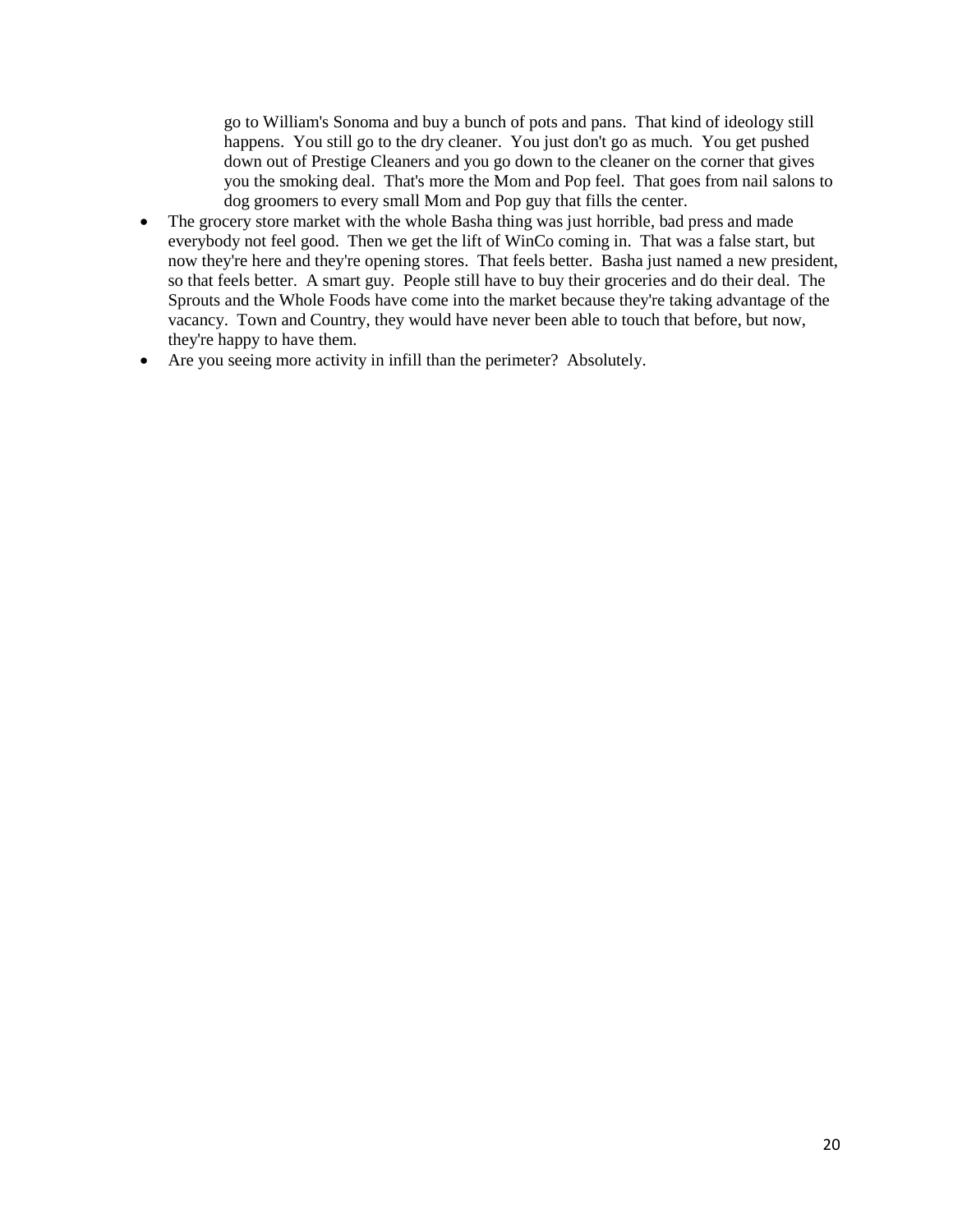go to William's Sonoma and buy a bunch of pots and pans. That kind of ideology still happens. You still go to the dry cleaner. You just don't go as much. You get pushed down out of Prestige Cleaners and you go down to the cleaner on the corner that gives you the smoking deal. That's more the Mom and Pop feel. That goes from nail salons to dog groomers to every small Mom and Pop guy that fills the center.

- The grocery store market with the whole Basha thing was just horrible, bad press and made everybody not feel good. Then we get the lift of WinCo coming in. That was a false start, but now they're here and they're opening stores. That feels better. Basha just named a new president, so that feels better. A smart guy. People still have to buy their groceries and do their deal. The Sprouts and the Whole Foods have come into the market because they're taking advantage of the vacancy. Town and Country, they would have never been able to touch that before, but now, they're happy to have them.
- Are you seeing more activity in infill than the perimeter? Absolutely.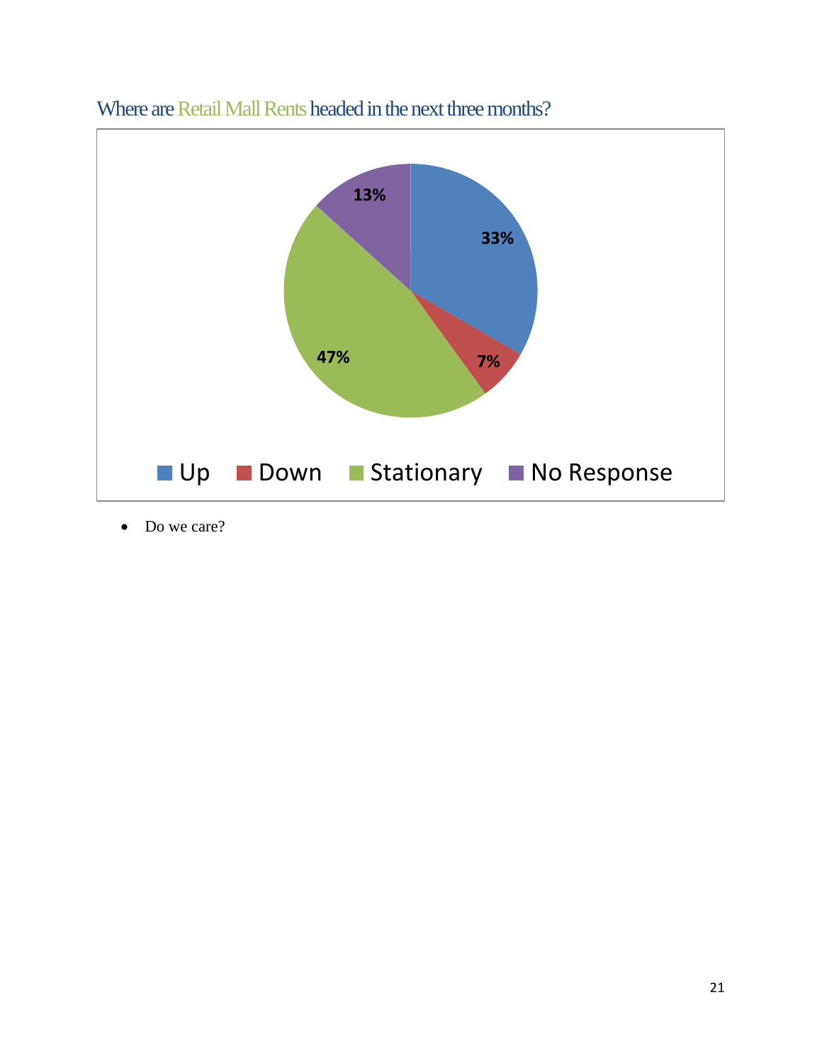## Where are Retail Mall Rents headed in the next three months?

| Response | Percentage |
|---|---|
| Up | 33% |
| Down | 7% |
| Stationary | 47% |
| No Response | 13% |

- Do we care?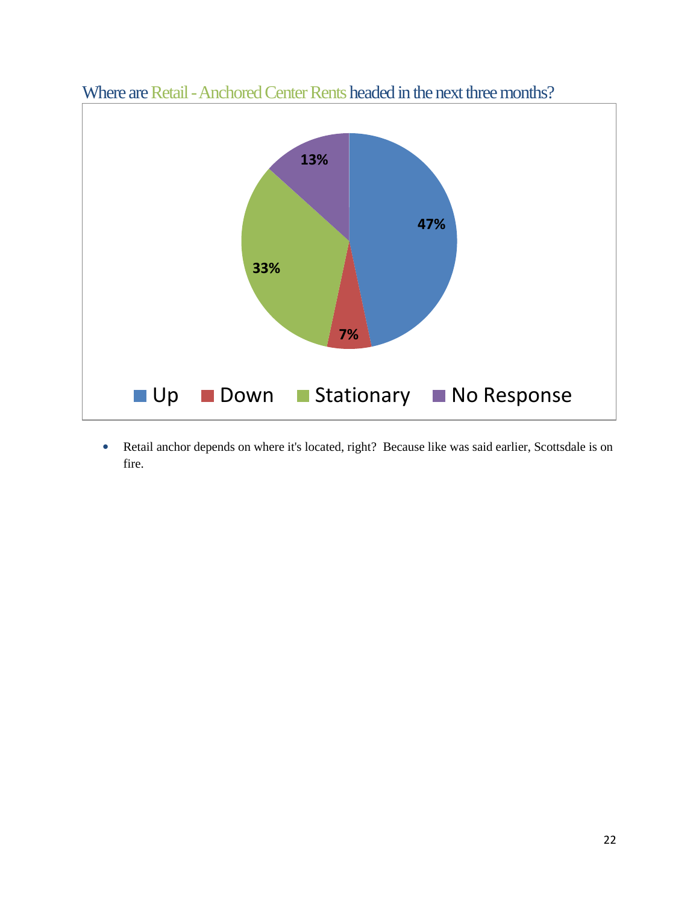## Where are Retail - Anchored Center Rents headed in the next three months?

| Response | Percentage |
|---|---|
| Up | 47% |
| Down | 7% |
| Stationary | 33% |
| No Response | 13% |

- Retail anchor depends on where it's located, right? Because like was said earlier, Scottsdale is on fire.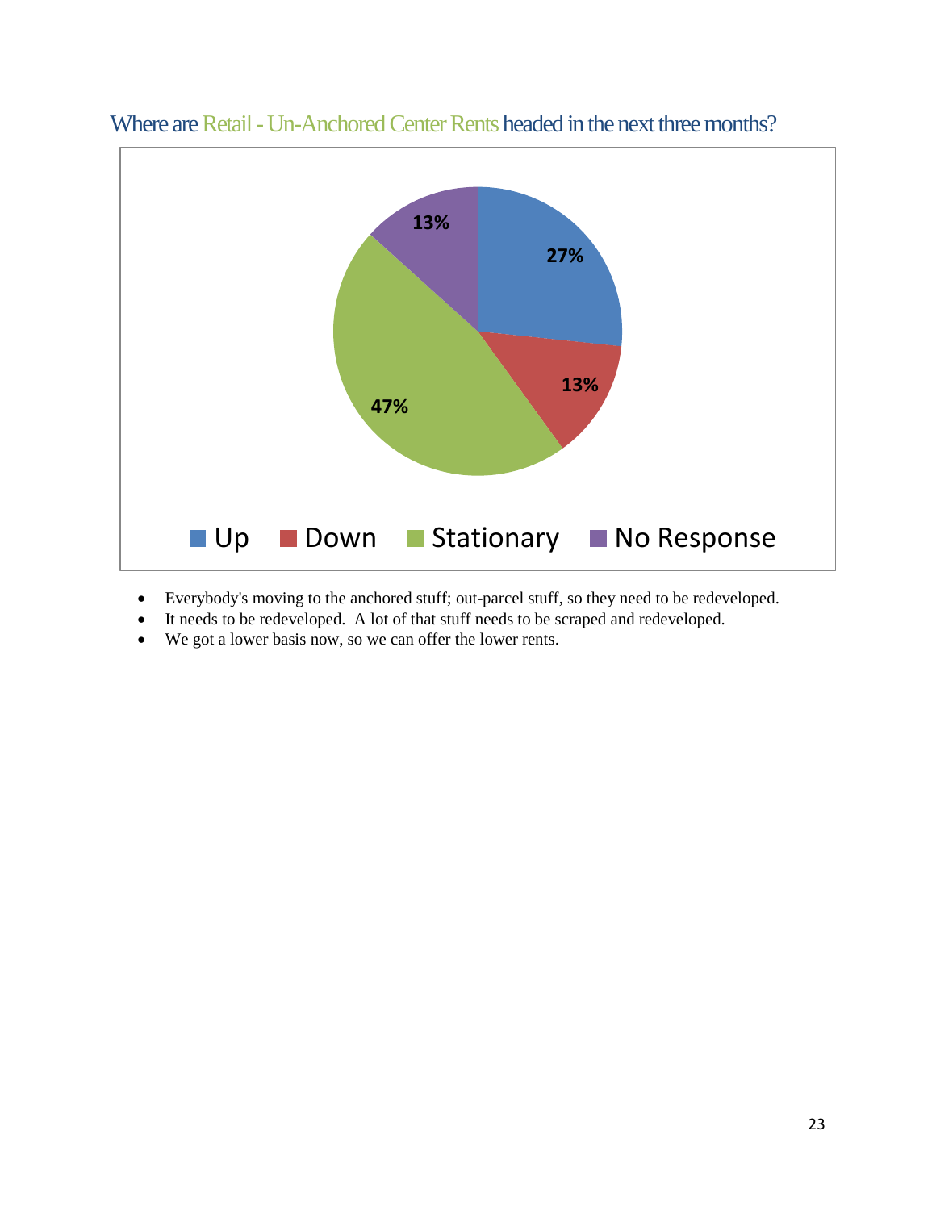## Where are Retail - Un-Anchored Center Rents headed in the next three months?

- Everybody's moving to the anchored stuff; out-parcel stuff, so they need to be redeveloped.
- It needs to be redeveloped. A lot of that stuff needs to be scraped and redeveloped.
- We got a lower basis now, so we can offer the lower rents.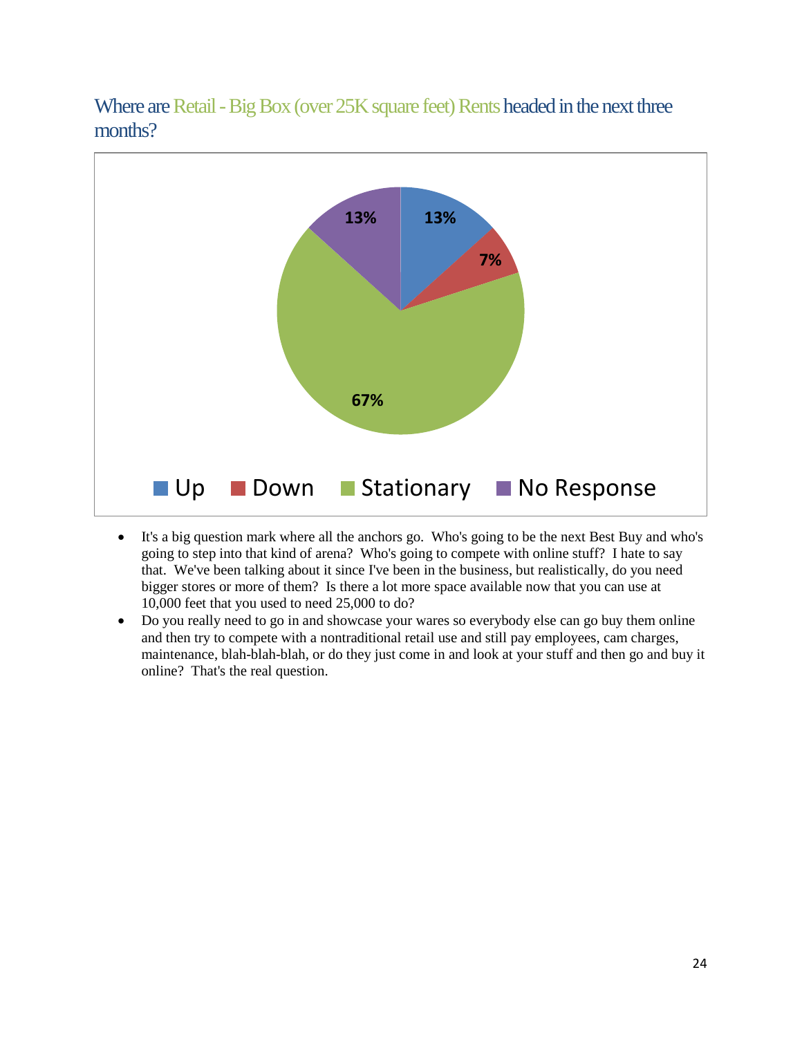## Where are Retail - Big Box (over 25K square feet) Rents headed in the next three months?

| Response | Percentage |
| --- | --- |
| Up | 13% |
| Down | 7% |
| Stationary | 67% |
| No Response | 13% |

- It's a big question mark where all the anchors go. Who's going to be the next Best Buy and who's going to step into that kind of arena? Who's going to compete with online stuff? I hate to say that. We've been talking about it since I've been in the business, but realistically, do you need bigger stores or more of them? Is there a lot more space available now that you can use at 10,000 feet that you used to need 25,000 to do?
- Do you really need to go in and showcase your wares so everybody else can go buy them online and then try to compete with a nontraditional retail use and still pay employees, cam charges, maintenance, blah-blah-blah, or do they just come in and look at your stuff and then go and buy it online? That's the real question.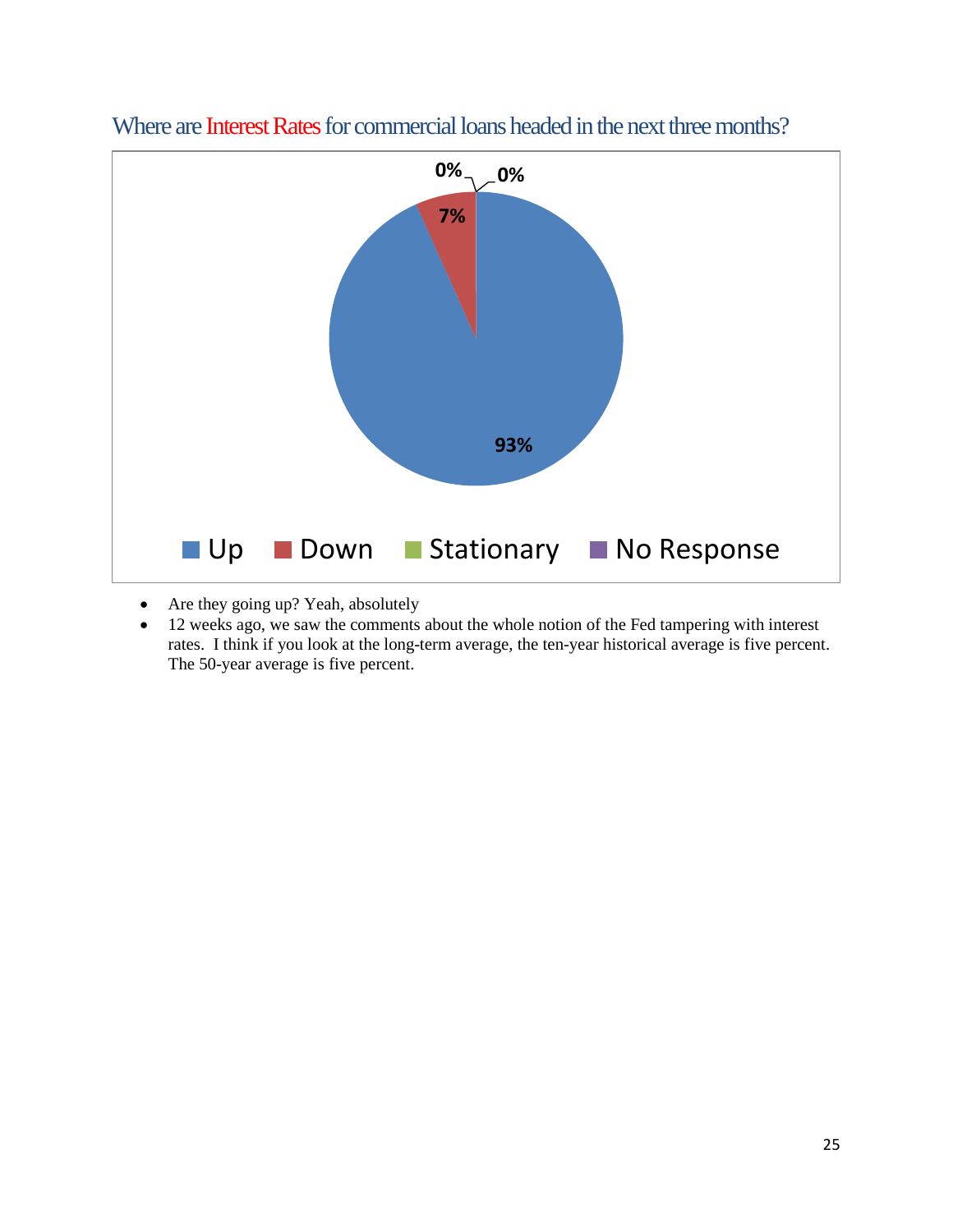## Where are Interest Rates for commercial loans headed in the next three months?

| Response | Percentage |
|---|---|
| Up | 93% |
| Down | 7% |
| Stationary | 0% |
| No Response | 0% |

- Are they going up? Yeah, absolutely
- 12 weeks ago, we saw the comments about the whole notion of the Fed tampering with interest rates. I think if you look at the long-term average, the ten-year historical average is five percent. The 50-year average is five percent.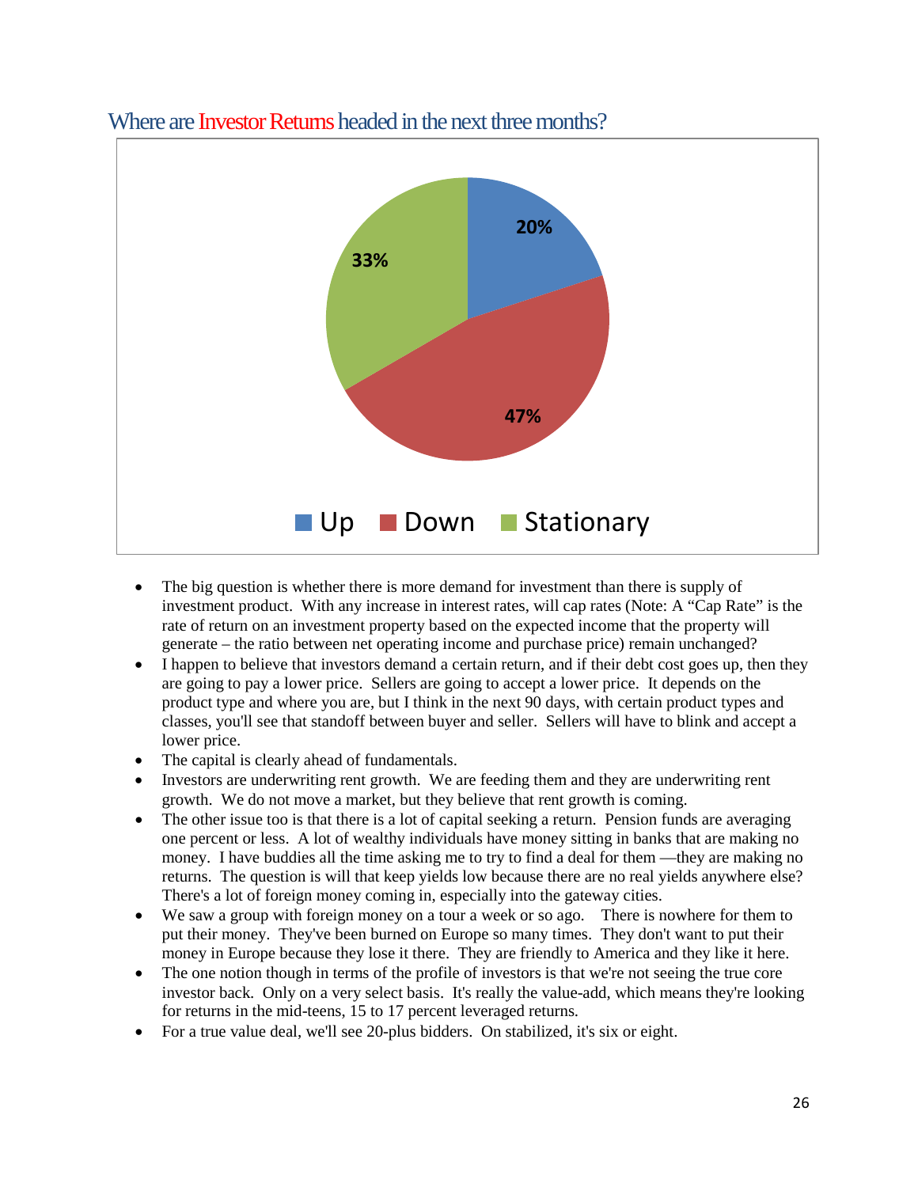## Where are Investor Returns headed in the next three months?

| Response | Percentage |
| --- | --- |
| Up | 20% |
| Down | 47% |
| Stationary | 33% |

- The big question is whether there is more demand for investment than there is supply of investment product. With any increase in interest rates, will cap rates (Note: A "Cap Rate" is the rate of return on an investment property based on the expected income that the property will generate – the ratio between net operating income and purchase price) remain unchanged?
- I happen to believe that investors demand a certain return, and if their debt cost goes up, then they are going to pay a lower price. Sellers are going to accept a lower price. It depends on the product type and where you are, but I think in the next 90 days, with certain product types and classes, you'll see that standoff between buyer and seller. Sellers will have to blink and accept a lower price.
- The capital is clearly ahead of fundamentals.
- Investors are underwriting rent growth. We are feeding them and they are underwriting rent growth. We do not move a market, but they believe that rent growth is coming.
- The other issue too is that there is a lot of capital seeking a return. Pension funds are averaging one percent or less. A lot of wealthy individuals have money sitting in banks that are making no money. I have buddies all the time asking me to try to find a deal for them —they are making no returns. The question is will that keep yields low because there are no real yields anywhere else? There's a lot of foreign money coming in, especially into the gateway cities.
- We saw a group with foreign money on a tour a week or so ago. There is nowhere for them to put their money. They've been burned on Europe so many times. They don't want to put their money in Europe because they lose it there. They are friendly to America and they like it here.
- The one notion though in terms of the profile of investors is that we're not seeing the true core investor back. Only on a very select basis. It's really the value-add, which means they're looking for returns in the mid-teens, 15 to 17 percent leveraged returns.
- For a true value deal, we'll see 20-plus bidders. On stabilized, it's six or eight.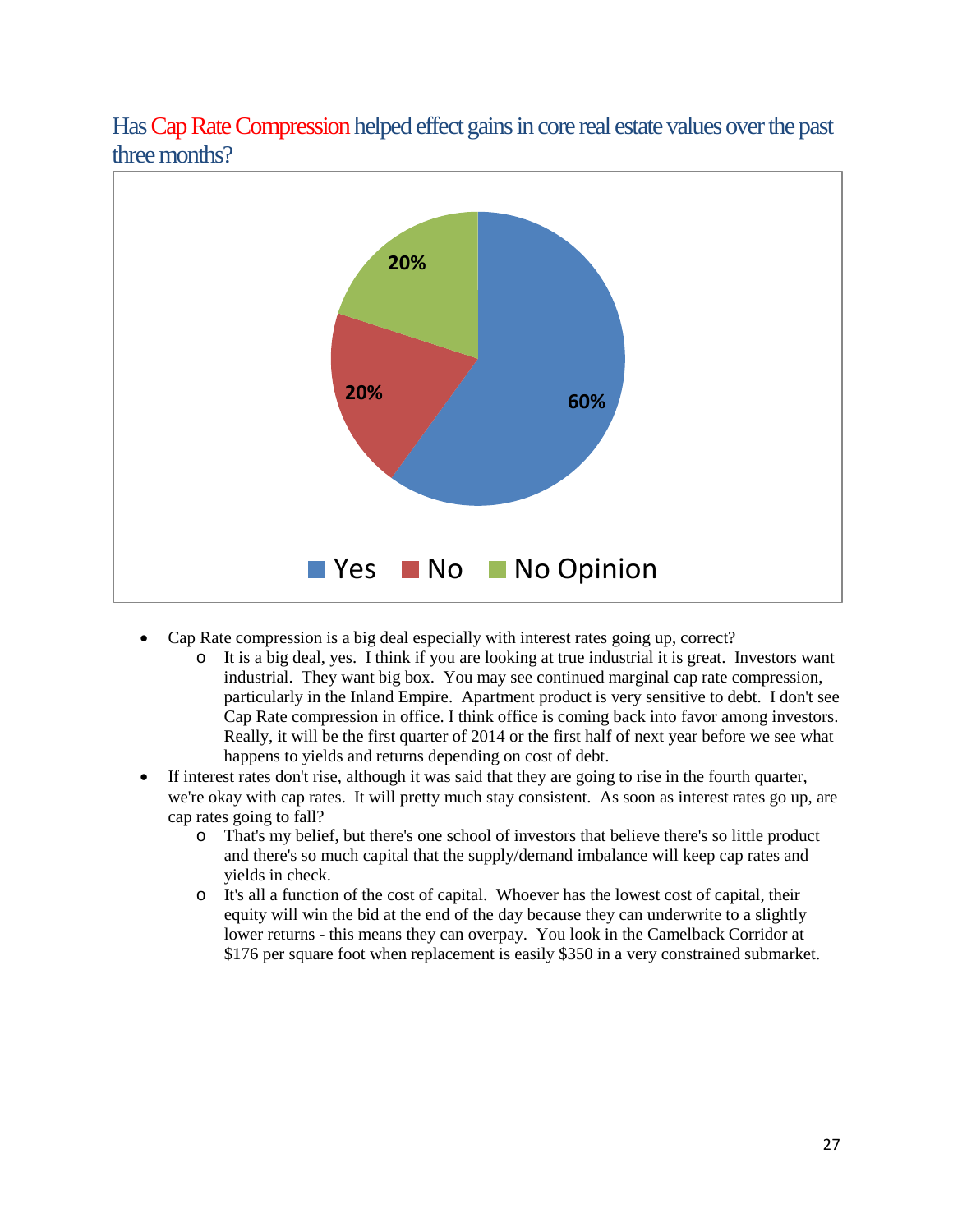## Has Cap Rate Compression helped effect gains in core real estate values over the past three months?

| Response | Percentage |
|---|---|
| Yes | 60% |
| No | 20% |
| No Opinion | 20% |

- Cap Rate compression is a big deal especially with interest rates going up, correct?
  - It is a big deal, yes. I think if you are looking at true industrial it is great. Investors want industrial. They want big box. You may see continued marginal cap rate compression, particularly in the Inland Empire. Apartment product is very sensitive to debt. I don't see Cap Rate compression in office. I think office is coming back into favor among investors. Really, it will be the first quarter of 2014 or the first half of next year before we see what happens to yields and returns depending on cost of debt.
- If interest rates don't rise, although it was said that they are going to rise in the fourth quarter, we're okay with cap rates. It will pretty much stay consistent. As soon as interest rates go up, are cap rates going to fall?
  - That's my belief, but there's one school of investors that believe there's so little product and there's so much capital that the supply/demand imbalance will keep cap rates and yields in check.
  - It's all a function of the cost of capital. Whoever has the lowest cost of capital, their equity will win the bid at the end of the day because they can underwrite to a slightly lower returns - this means they can overpay. You look in the Camelback Corridor at $176 per square foot when replacement is easily $350 in a very constrained submarket.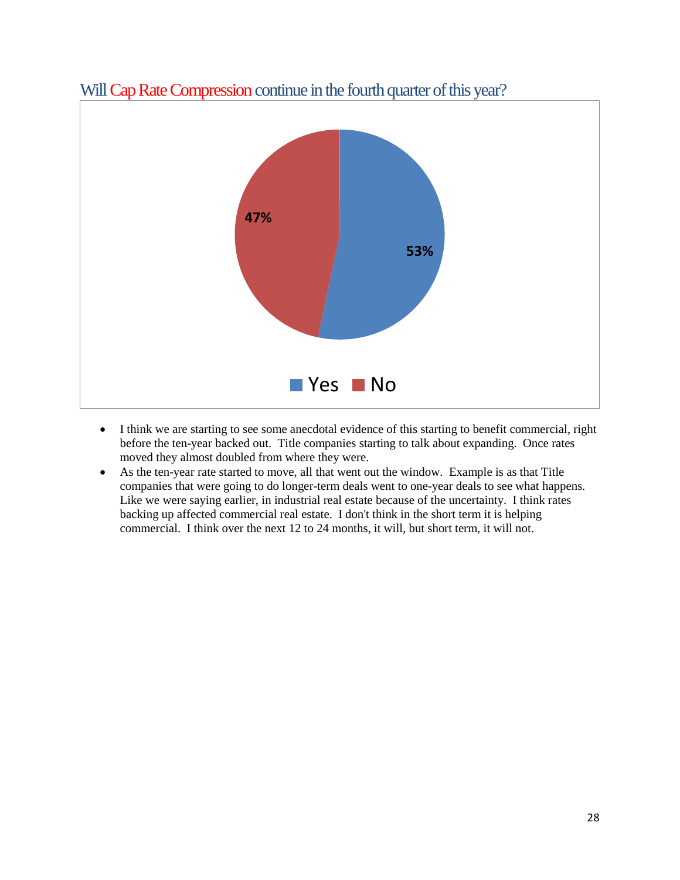## Will Cap Rate Compression continue in the fourth quarter of this year?

| Response | Percentage |
| --- | --- |
| Yes | 53% |
| No | 47% |

- I think we are starting to see some anecdotal evidence of this starting to benefit commercial, right before the ten-year backed out. Title companies starting to talk about expanding. Once rates moved they almost doubled from where they were.
- As the ten-year rate started to move, all that went out the window. Example is as that Title companies that were going to do longer-term deals went to one-year deals to see what happens. Like we were saying earlier, in industrial real estate because of the uncertainty. I think rates backing up affected commercial real estate. I don't think in the short term it is helping commercial. I think over the next 12 to 24 months, it will, but short term, it will not.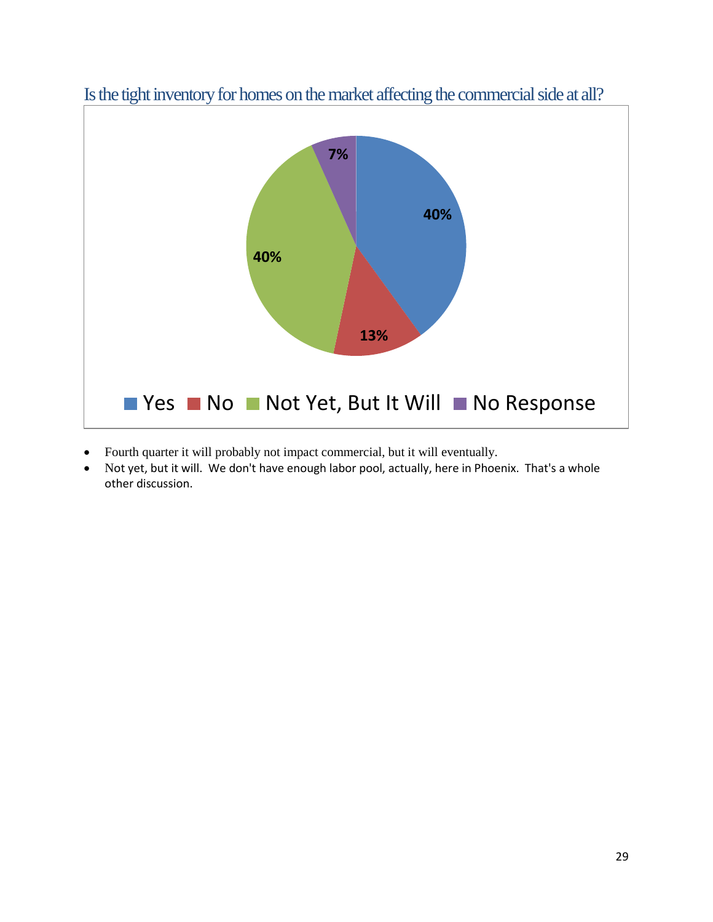## Is the tight inventory for homes on the market affecting the commercial side at all?

| Response | Percentage |
| --- | --- |
| Yes | 40% |
| No | 13% |
| Not Yet, But It Will | 40% |
| No Response | 7% |

- Fourth quarter it will probably not impact commercial, but it will eventually.
- Not yet, but it will.  We don't have enough labor pool, actually, here in Phoenix.  That's a whole other discussion.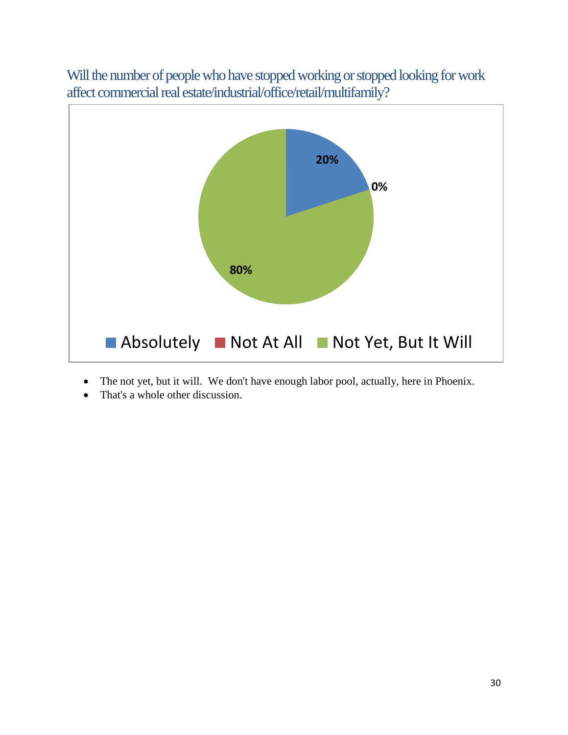## Will the number of people who have stopped working or stopped looking for work affect commercial real estate/industrial/office/retail/multifamily?

20%

0%

80%

Absolutely

Not At All

Not Yet, But It Will

- The not yet, but it will. We don't have enough labor pool, actually, here in Phoenix.
- That's a whole other discussion.